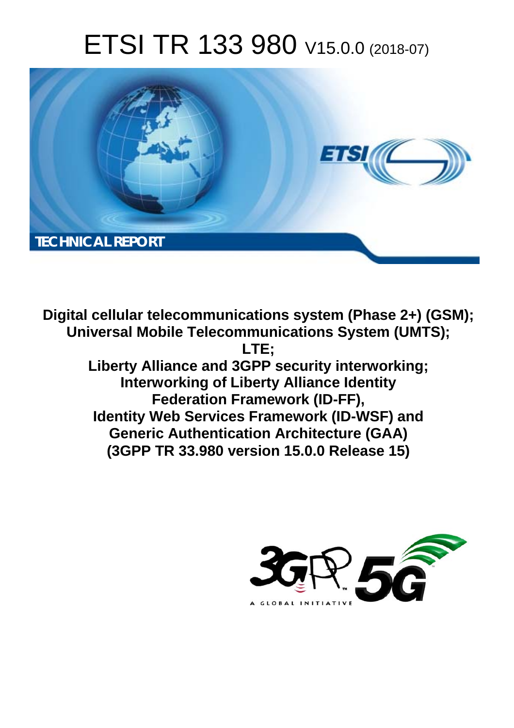# ETSI TR 133 980 V15.0.0 (2018-07)

TECHNICAL REPORT

**Digital cellular telecommunications system (Phase 2+) (GSM); Universal Mobile Telecommunications System (UMTS); LTE; Liberty Alliance and 3GPP security interworking; Interworking of Liberty Alliance Identity Federation Framework (ID-FF), Identity Web Services Framework (ID-WSF) and Generic Authentication Architecture (GAA) (3GPP TR 33.980 version 15.0.0 Release 15)**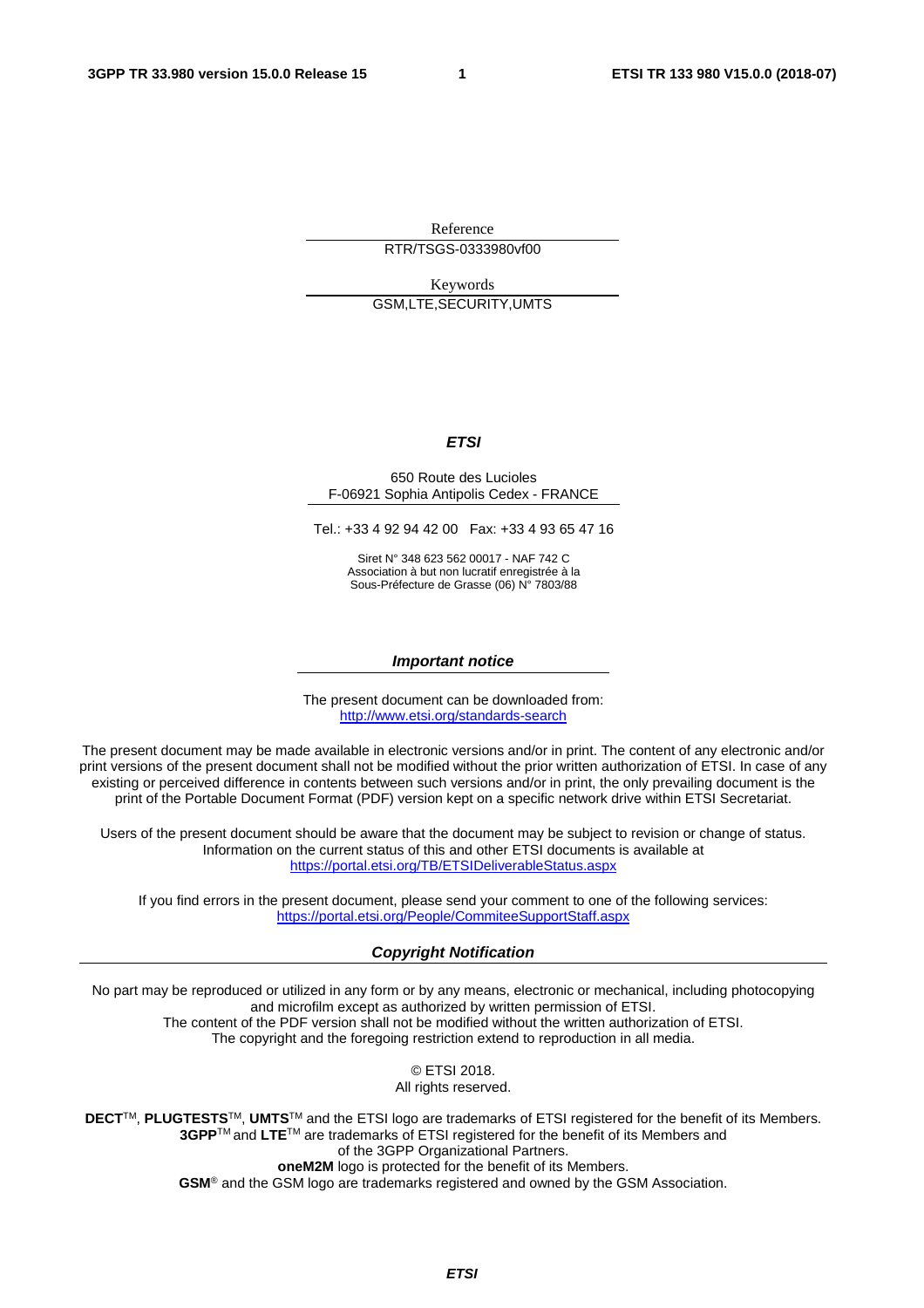Reference

RTR/TSGS-0333980vf00

Keywords

GSM,LTE,SECURITY,UMTS

***ETSI***

650 Route des Lucioles
F-06921 Sophia Antipolis Cedex - FRANCE

Tel.: +33 4 92 94 42 00   Fax: +33 4 93 65 47 16

Siret N° 348 623 562 00017 - NAF 742 C
Association à but non lucratif enregistrée à la
Sous-Préfecture de Grasse (06) N° 7803/88

***Important notice***

The present document can be downloaded from:
http://www.etsi.org/standards-search

The present document may be made available in electronic versions and/or in print. The content of any electronic and/or print versions of the present document shall not be modified without the prior written authorization of ETSI. In case of any existing or perceived difference in contents between such versions and/or in print, the only prevailing document is the print of the Portable Document Format (PDF) version kept on a specific network drive within ETSI Secretariat.

Users of the present document should be aware that the document may be subject to revision or change of status. Information on the current status of this and other ETSI documents is available at
https://portal.etsi.org/TB/ETSIDeliverableStatus.aspx

If you find errors in the present document, please send your comment to one of the following services:
https://portal.etsi.org/People/CommiteeSupportStaff.aspx

***Copyright Notification***

No part may be reproduced or utilized in any form or by any means, electronic or mechanical, including photocopying and microfilm except as authorized by written permission of ETSI.
The content of the PDF version shall not be modified without the written authorization of ETSI.
The copyright and the foregoing restriction extend to reproduction in all media.

© ETSI 2018.
All rights reserved.

**DECT**™, **PLUGTESTS**™, **UMTS**™ and the ETSI logo are trademarks of ETSI registered for the benefit of its Members.
**3GPP**™ and **LTE**™ are trademarks of ETSI registered for the benefit of its Members and
of the 3GPP Organizational Partners.
**oneM2M** logo is protected for the benefit of its Members.
**GSM**® and the GSM logo are trademarks registered and owned by the GSM Association.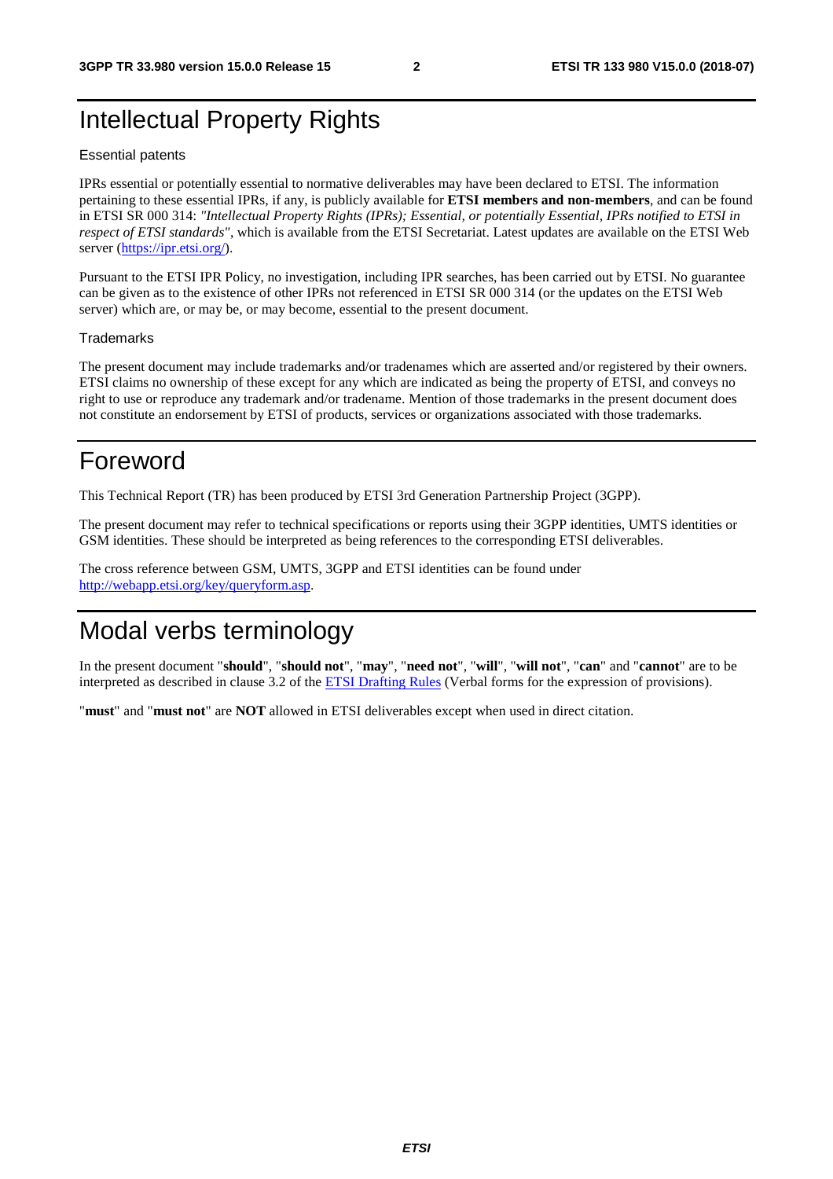# Intellectual Property Rights

## Essential patents

IPRs essential or potentially essential to normative deliverables may have been declared to ETSI. The information pertaining to these essential IPRs, if any, is publicly available for **ETSI members and non-members**, and can be found in ETSI SR 000 314: *"Intellectual Property Rights (IPRs); Essential, or potentially Essential, IPRs notified to ETSI in respect of ETSI standards"*, which is available from the ETSI Secretariat. Latest updates are available on the ETSI Web server (https://ipr.etsi.org/).

Pursuant to the ETSI IPR Policy, no investigation, including IPR searches, has been carried out by ETSI. No guarantee can be given as to the existence of other IPRs not referenced in ETSI SR 000 314 (or the updates on the ETSI Web server) which are, or may be, or may become, essential to the present document.

## Trademarks

The present document may include trademarks and/or tradenames which are asserted and/or registered by their owners. ETSI claims no ownership of these except for any which are indicated as being the property of ETSI, and conveys no right to use or reproduce any trademark and/or tradename. Mention of those trademarks in the present document does not constitute an endorsement by ETSI of products, services or organizations associated with those trademarks.

# Foreword

This Technical Report (TR) has been produced by ETSI 3rd Generation Partnership Project (3GPP).

The present document may refer to technical specifications or reports using their 3GPP identities, UMTS identities or GSM identities. These should be interpreted as being references to the corresponding ETSI deliverables.

The cross reference between GSM, UMTS, 3GPP and ETSI identities can be found under http://webapp.etsi.org/key/queryform.asp.

# Modal verbs terminology

In the present document "**should**", "**should not**", "**may**", "**need not**", "**will**", "**will not**", "**can**" and "**cannot**" are to be interpreted as described in clause 3.2 of the ETSI Drafting Rules (Verbal forms for the expression of provisions).

"**must**" and "**must not**" are **NOT** allowed in ETSI deliverables except when used in direct citation.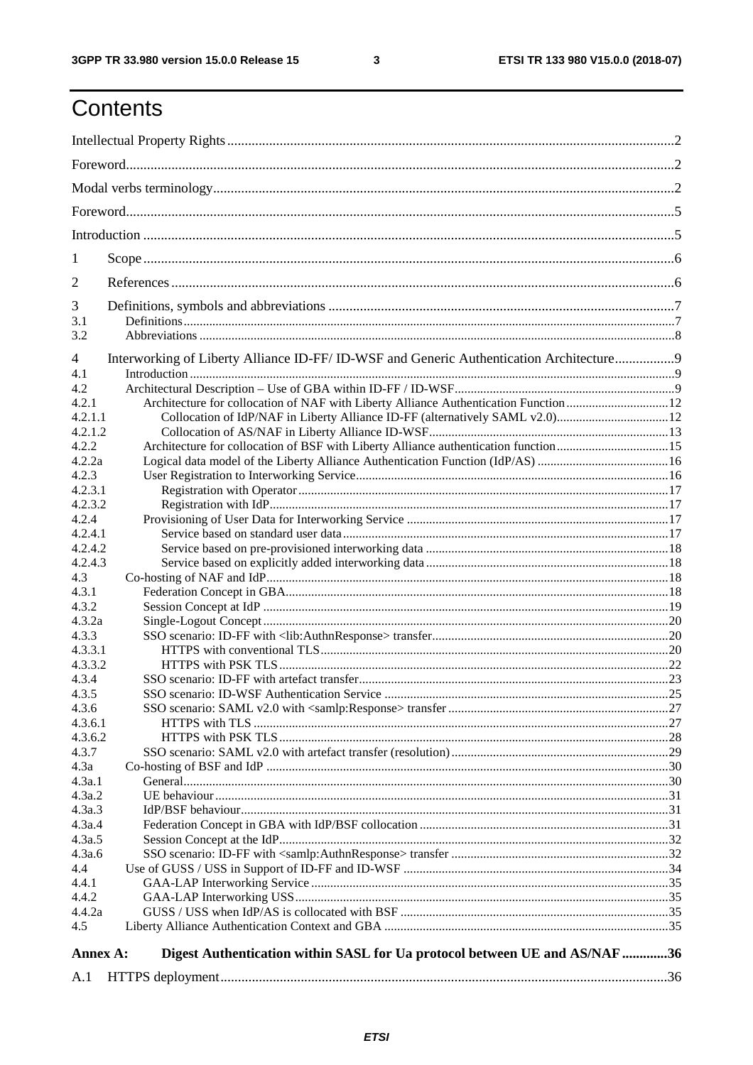# Contents

Intellectual Property Rights ..... 2

Foreword ..... 2

Modal verbs terminology ..... 2

Foreword ..... 5

Introduction ..... 5

1 Scope ..... 6

2 References ..... 6

3 Definitions, symbols and abbreviations ..... 7
- 3.1 Definitions ..... 7
- 3.2 Abbreviations ..... 8

4 Interworking of Liberty Alliance ID-FF/ ID-WSF and Generic Authentication Architecture ..... 9
- 4.1 Introduction ..... 9
- 4.2 Architectural Description – Use of GBA within ID-FF / ID-WSF ..... 9
- 4.2.1 Architecture for collocation of NAF with Liberty Alliance Authentication Function ..... 12
- 4.2.1.1 Collocation of IdP/NAF in Liberty Alliance ID-FF (alternatively SAML v2.0) ..... 12
- 4.2.1.2 Collocation of AS/NAF in Liberty Alliance ID-WSF ..... 13
- 4.2.2 Architecture for collocation of BSF with Liberty Alliance authentication function ..... 15
- 4.2.2a Logical data model of the Liberty Alliance Authentication Function (IdP/AS) ..... 16
- 4.2.3 User Registration to Interworking Service ..... 16
- 4.2.3.1 Registration with Operator ..... 17
- 4.2.3.2 Registration with IdP ..... 17
- 4.2.4 Provisioning of User Data for Interworking Service ..... 17
- 4.2.4.1 Service based on standard user data ..... 17
- 4.2.4.2 Service based on pre-provisioned interworking data ..... 18
- 4.2.4.3 Service based on explicitly added interworking data ..... 18
- 4.3 Co-hosting of NAF and IdP ..... 18
- 4.3.1 Federation Concept in GBA ..... 18
- 4.3.2 Session Concept at IdP ..... 19
- 4.3.2a Single-Logout Concept ..... 20
- 4.3.3 SSO scenario: ID-FF with <lib:AuthnResponse> transfer ..... 20
- 4.3.3.1 HTTPS with conventional TLS ..... 20
- 4.3.3.2 HTTPS with PSK TLS ..... 22
- 4.3.4 SSO scenario: ID-FF with artefact transfer ..... 23
- 4.3.5 SSO scenario: ID-WSF Authentication Service ..... 25
- 4.3.6 SSO scenario: SAML v2.0 with <samlp:Response> transfer ..... 27
- 4.3.6.1 HTTPS with TLS ..... 27
- 4.3.6.2 HTTPS with PSK TLS ..... 28
- 4.3.7 SSO scenario: SAML v2.0 with artefact transfer (resolution) ..... 29
- 4.3a Co-hosting of BSF and IdP ..... 30
- 4.3a.1 General ..... 30
- 4.3a.2 UE behaviour ..... 31
- 4.3a.3 IdP/BSF behaviour ..... 31
- 4.3a.4 Federation Concept in GBA with IdP/BSF collocation ..... 31
- 4.3a.5 Session Concept at the IdP ..... 32
- 4.3a.6 SSO scenario: ID-FF with <samlp:AuthnResponse> transfer ..... 32
- 4.4 Use of GUSS / USS in Support of ID-FF and ID-WSF ..... 34
- 4.4.1 GAA-LAP Interworking Service ..... 35
- 4.4.2 GAA-LAP Interworking USS ..... 35
- 4.4.2a GUSS / USS when IdP/AS is collocated with BSF ..... 35
- 4.5 Liberty Alliance Authentication Context and GBA ..... 35

**Annex A: Digest Authentication within SASL for Ua protocol between UE and AS/NAF ..... 36**

A.1 HTTPS deployment ..... 36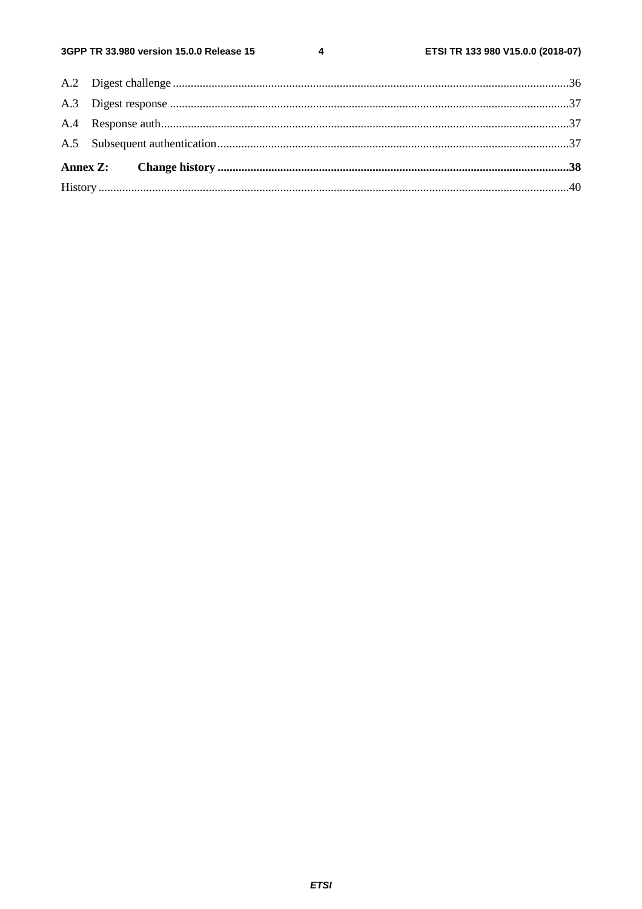A.2 Digest challenge ....................................................................................................................................36

A.3 Digest response .....................................................................................................................................37

A.4 Response auth.........................................................................................................................................37

A.5 Subsequent authentication.....................................................................................................................37

**Annex Z: Change history .....................................................................................................................38**

History ............................................................................................................................................................40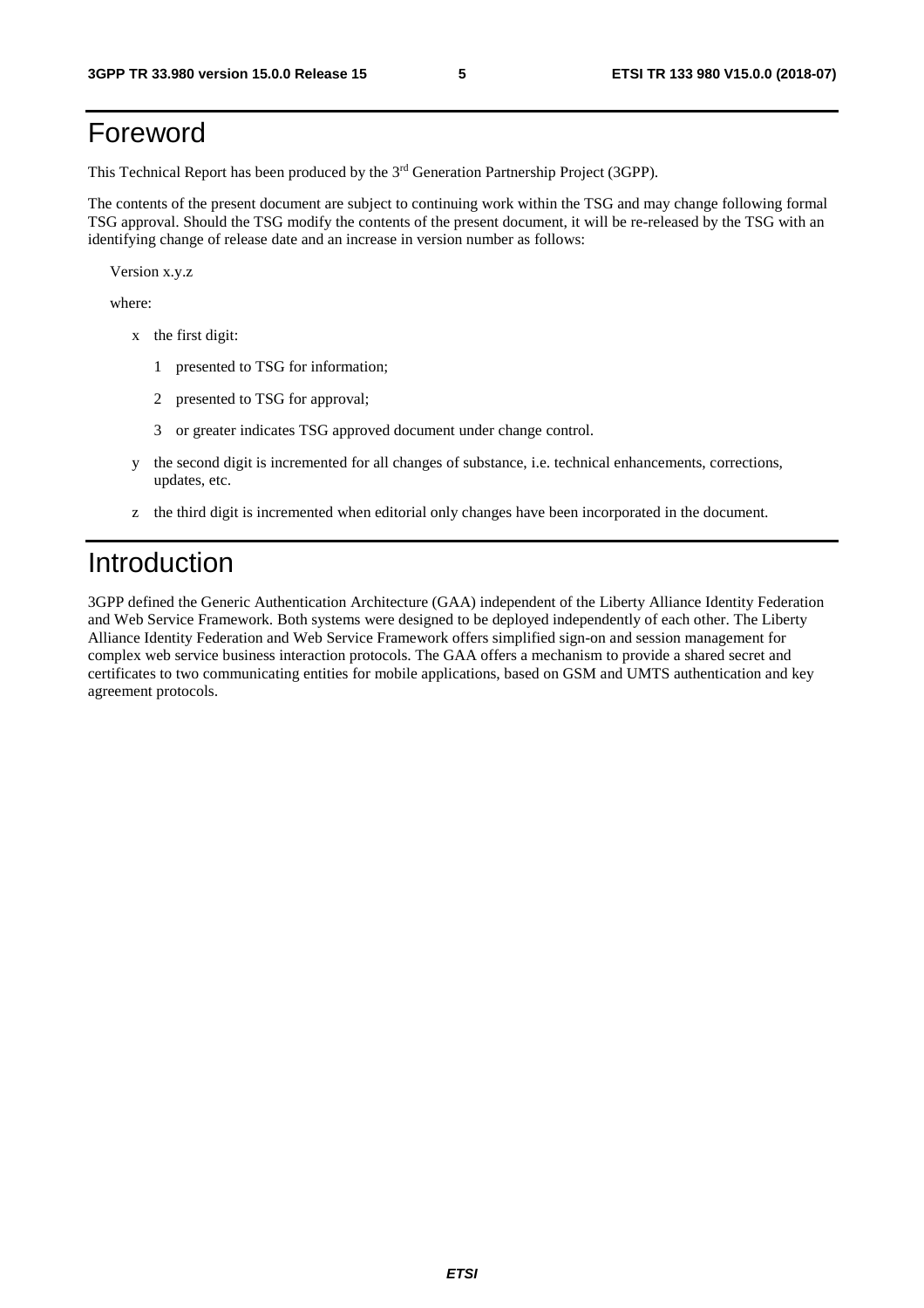# Foreword

This Technical Report has been produced by the 3rd Generation Partnership Project (3GPP).

The contents of the present document are subject to continuing work within the TSG and may change following formal TSG approval. Should the TSG modify the contents of the present document, it will be re-released by the TSG with an identifying change of release date and an increase in version number as follows:

Version x.y.z

where:

- x the first digit:
  - 1 presented to TSG for information;
  - 2 presented to TSG for approval;
  - 3 or greater indicates TSG approved document under change control.
- y the second digit is incremented for all changes of substance, i.e. technical enhancements, corrections, updates, etc.
- z the third digit is incremented when editorial only changes have been incorporated in the document.

# Introduction

3GPP defined the Generic Authentication Architecture (GAA) independent of the Liberty Alliance Identity Federation and Web Service Framework. Both systems were designed to be deployed independently of each other. The Liberty Alliance Identity Federation and Web Service Framework offers simplified sign-on and session management for complex web service business interaction protocols. The GAA offers a mechanism to provide a shared secret and certificates to two communicating entities for mobile applications, based on GSM and UMTS authentication and key agreement protocols.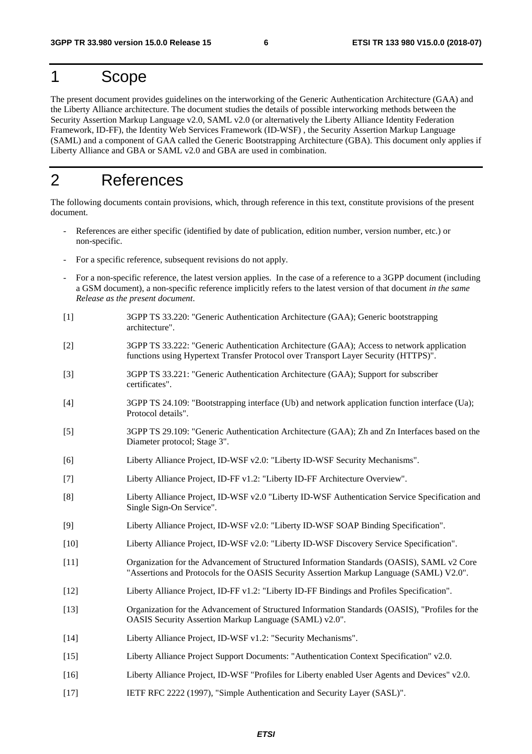# 1 Scope

The present document provides guidelines on the interworking of the Generic Authentication Architecture (GAA) and the Liberty Alliance architecture. The document studies the details of possible interworking methods between the Security Assertion Markup Language v2.0, SAML v2.0 (or alternatively the Liberty Alliance Identity Federation Framework, ID-FF), the Identity Web Services Framework (ID-WSF) , the Security Assertion Markup Language (SAML) and a component of GAA called the Generic Bootstrapping Architecture (GBA). This document only applies if Liberty Alliance and GBA or SAML v2.0 and GBA are used in combination.

# 2 References

The following documents contain provisions, which, through reference in this text, constitute provisions of the present document.

- References are either specific (identified by date of publication, edition number, version number, etc.) or non-specific.
- For a specific reference, subsequent revisions do not apply.
- For a non-specific reference, the latest version applies. In the case of a reference to a 3GPP document (including a GSM document), a non-specific reference implicitly refers to the latest version of that document *in the same Release as the present document*.

[1] 3GPP TS 33.220: "Generic Authentication Architecture (GAA); Generic bootstrapping architecture".

[2] 3GPP TS 33.222: "Generic Authentication Architecture (GAA); Access to network application functions using Hypertext Transfer Protocol over Transport Layer Security (HTTPS)".

[3] 3GPP TS 33.221: "Generic Authentication Architecture (GAA); Support for subscriber certificates".

[4] 3GPP TS 24.109: "Bootstrapping interface (Ub) and network application function interface (Ua); Protocol details".

[5] 3GPP TS 29.109: "Generic Authentication Architecture (GAA); Zh and Zn Interfaces based on the Diameter protocol; Stage 3".

[6] Liberty Alliance Project, ID-WSF v2.0: "Liberty ID-WSF Security Mechanisms".

[7] Liberty Alliance Project, ID-FF v1.2: "Liberty ID-FF Architecture Overview".

[8] Liberty Alliance Project, ID-WSF v2.0 "Liberty ID-WSF Authentication Service Specification and Single Sign-On Service".

[9] Liberty Alliance Project, ID-WSF v2.0: "Liberty ID-WSF SOAP Binding Specification".

[10] Liberty Alliance Project, ID-WSF v2.0: "Liberty ID-WSF Discovery Service Specification".

[11] Organization for the Advancement of Structured Information Standards (OASIS), SAML v2 Core "Assertions and Protocols for the OASIS Security Assertion Markup Language (SAML) V2.0".

[12] Liberty Alliance Project, ID-FF v1.2: "Liberty ID-FF Bindings and Profiles Specification".

[13] Organization for the Advancement of Structured Information Standards (OASIS), "Profiles for the OASIS Security Assertion Markup Language (SAML) v2.0".

[14] Liberty Alliance Project, ID-WSF v1.2: "Security Mechanisms".

[15] Liberty Alliance Project Support Documents: "Authentication Context Specification" v2.0.

[16] Liberty Alliance Project, ID-WSF "Profiles for Liberty enabled User Agents and Devices" v2.0.

[17] IETF RFC 2222 (1997), "Simple Authentication and Security Layer (SASL)".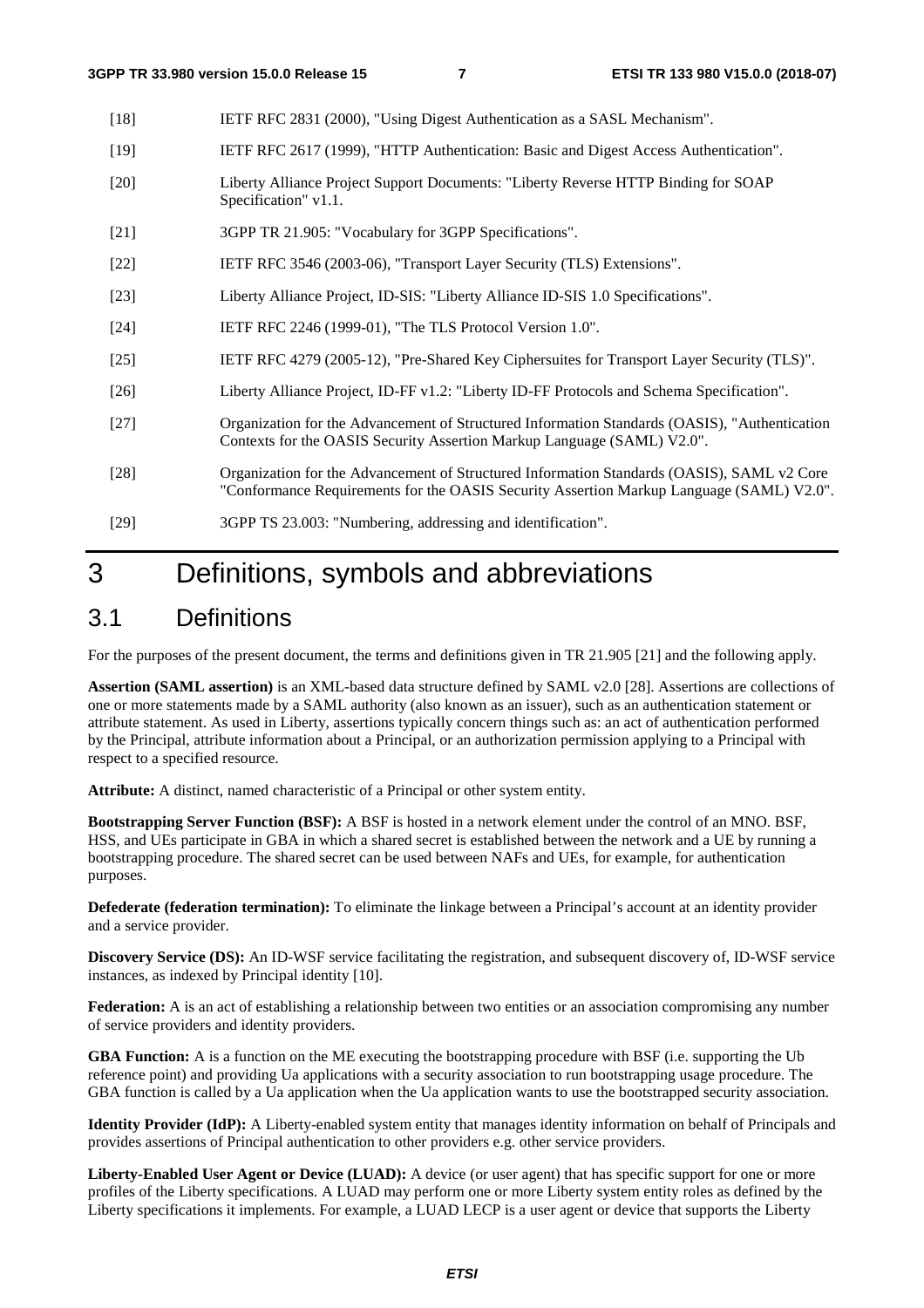[18] IETF RFC 2831 (2000), "Using Digest Authentication as a SASL Mechanism".

[19] IETF RFC 2617 (1999), "HTTP Authentication: Basic and Digest Access Authentication".

[20] Liberty Alliance Project Support Documents: "Liberty Reverse HTTP Binding for SOAP Specification" v1.1.

[21] 3GPP TR 21.905: "Vocabulary for 3GPP Specifications".

[22] IETF RFC 3546 (2003-06), "Transport Layer Security (TLS) Extensions".

[23] Liberty Alliance Project, ID-SIS: "Liberty Alliance ID-SIS 1.0 Specifications".

[24] IETF RFC 2246 (1999-01), "The TLS Protocol Version 1.0".

[25] IETF RFC 4279 (2005-12), "Pre-Shared Key Ciphersuites for Transport Layer Security (TLS)".

[26] Liberty Alliance Project, ID-FF v1.2: "Liberty ID-FF Protocols and Schema Specification".

[27] Organization for the Advancement of Structured Information Standards (OASIS), "Authentication Contexts for the OASIS Security Assertion Markup Language (SAML) V2.0".

[28] Organization for the Advancement of Structured Information Standards (OASIS), SAML v2 Core "Conformance Requirements for the OASIS Security Assertion Markup Language (SAML) V2.0".

[29] 3GPP TS 23.003: "Numbering, addressing and identification".

# 3 Definitions, symbols and abbreviations

## 3.1 Definitions

For the purposes of the present document, the terms and definitions given in TR 21.905 [21] and the following apply.

**Assertion (SAML assertion)** is an XML-based data structure defined by SAML v2.0 [28]. Assertions are collections of one or more statements made by a SAML authority (also known as an issuer), such as an authentication statement or attribute statement. As used in Liberty, assertions typically concern things such as: an act of authentication performed by the Principal, attribute information about a Principal, or an authorization permission applying to a Principal with respect to a specified resource.

**Attribute:** A distinct, named characteristic of a Principal or other system entity.

**Bootstrapping Server Function (BSF):** A BSF is hosted in a network element under the control of an MNO. BSF, HSS, and UEs participate in GBA in which a shared secret is established between the network and a UE by running a bootstrapping procedure. The shared secret can be used between NAFs and UEs, for example, for authentication purposes.

**Defederate (federation termination):** To eliminate the linkage between a Principal's account at an identity provider and a service provider.

**Discovery Service (DS):** An ID-WSF service facilitating the registration, and subsequent discovery of, ID-WSF service instances, as indexed by Principal identity [10].

**Federation:** A is an act of establishing a relationship between two entities or an association compromising any number of service providers and identity providers.

**GBA Function:** A is a function on the ME executing the bootstrapping procedure with BSF (i.e. supporting the Ub reference point) and providing Ua applications with a security association to run bootstrapping usage procedure. The GBA function is called by a Ua application when the Ua application wants to use the bootstrapped security association.

**Identity Provider (IdP):** A Liberty-enabled system entity that manages identity information on behalf of Principals and provides assertions of Principal authentication to other providers e.g. other service providers.

**Liberty-Enabled User Agent or Device (LUAD):** A device (or user agent) that has specific support for one or more profiles of the Liberty specifications. A LUAD may perform one or more Liberty system entity roles as defined by the Liberty specifications it implements. For example, a LUAD LECP is a user agent or device that supports the Liberty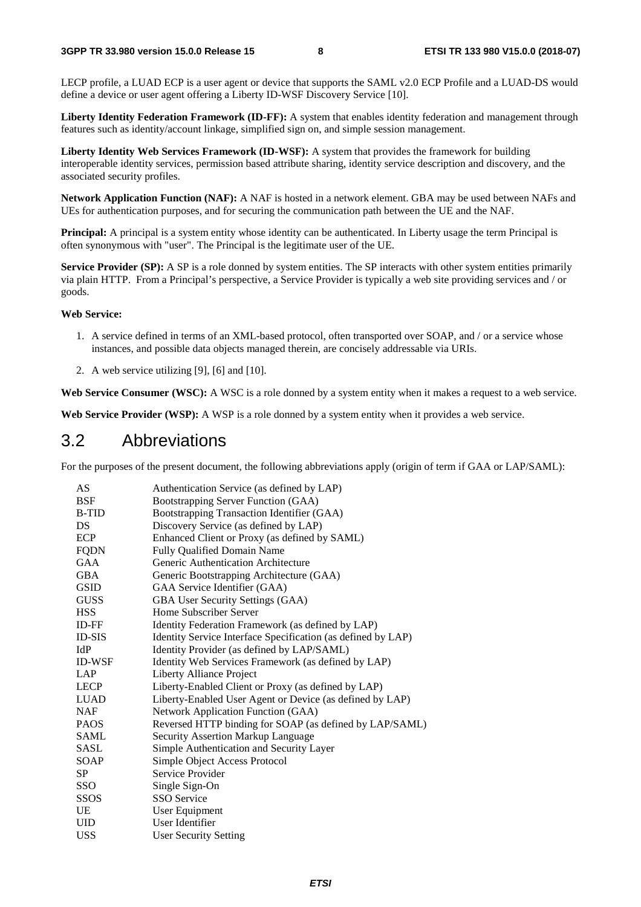LECP profile, a LUAD ECP is a user agent or device that supports the SAML v2.0 ECP Profile and a LUAD-DS would define a device or user agent offering a Liberty ID-WSF Discovery Service [10].

**Liberty Identity Federation Framework (ID-FF):** A system that enables identity federation and management through features such as identity/account linkage, simplified sign on, and simple session management.

**Liberty Identity Web Services Framework (ID-WSF):** A system that provides the framework for building interoperable identity services, permission based attribute sharing, identity service description and discovery, and the associated security profiles.

**Network Application Function (NAF):** A NAF is hosted in a network element. GBA may be used between NAFs and UEs for authentication purposes, and for securing the communication path between the UE and the NAF.

**Principal:** A principal is a system entity whose identity can be authenticated. In Liberty usage the term Principal is often synonymous with "user". The Principal is the legitimate user of the UE.

**Service Provider (SP):** A SP is a role donned by system entities. The SP interacts with other system entities primarily via plain HTTP. From a Principal's perspective, a Service Provider is typically a web site providing services and / or goods.

**Web Service:**

1. A service defined in terms of an XML-based protocol, often transported over SOAP, and / or a service whose instances, and possible data objects managed therein, are concisely addressable via URIs.
2. A web service utilizing [9], [6] and [10].

**Web Service Consumer (WSC):** A WSC is a role donned by a system entity when it makes a request to a web service.

**Web Service Provider (WSP):** A WSP is a role donned by a system entity when it provides a web service.

## 3.2 Abbreviations

For the purposes of the present document, the following abbreviations apply (origin of term if GAA or LAP/SAML):

| | |
|---|---|
| AS | Authentication Service (as defined by LAP) |
| BSF | Bootstrapping Server Function (GAA) |
| B-TID | Bootstrapping Transaction Identifier (GAA) |
| DS | Discovery Service (as defined by LAP) |
| ECP | Enhanced Client or Proxy (as defined by SAML) |
| FQDN | Fully Qualified Domain Name |
| GAA | Generic Authentication Architecture |
| GBA | Generic Bootstrapping Architecture (GAA) |
| GSID | GAA Service Identifier (GAA) |
| GUSS | GBA User Security Settings (GAA) |
| HSS | Home Subscriber Server |
| ID-FF | Identity Federation Framework (as defined by LAP) |
| ID-SIS | Identity Service Interface Specification (as defined by LAP) |
| IdP | Identity Provider (as defined by LAP/SAML) |
| ID-WSF | Identity Web Services Framework (as defined by LAP) |
| LAP | Liberty Alliance Project |
| LECP | Liberty-Enabled Client or Proxy (as defined by LAP) |
| LUAD | Liberty-Enabled User Agent or Device (as defined by LAP) |
| NAF | Network Application Function (GAA) |
| PAOS | Reversed HTTP binding for SOAP (as defined by LAP/SAML) |
| SAML | Security Assertion Markup Language |
| SASL | Simple Authentication and Security Layer |
| SOAP | Simple Object Access Protocol |
| SP | Service Provider |
| SSO | Single Sign-On |
| SSOS | SSO Service |
| UE | User Equipment |
| UID | User Identifier |
| USS | User Security Setting |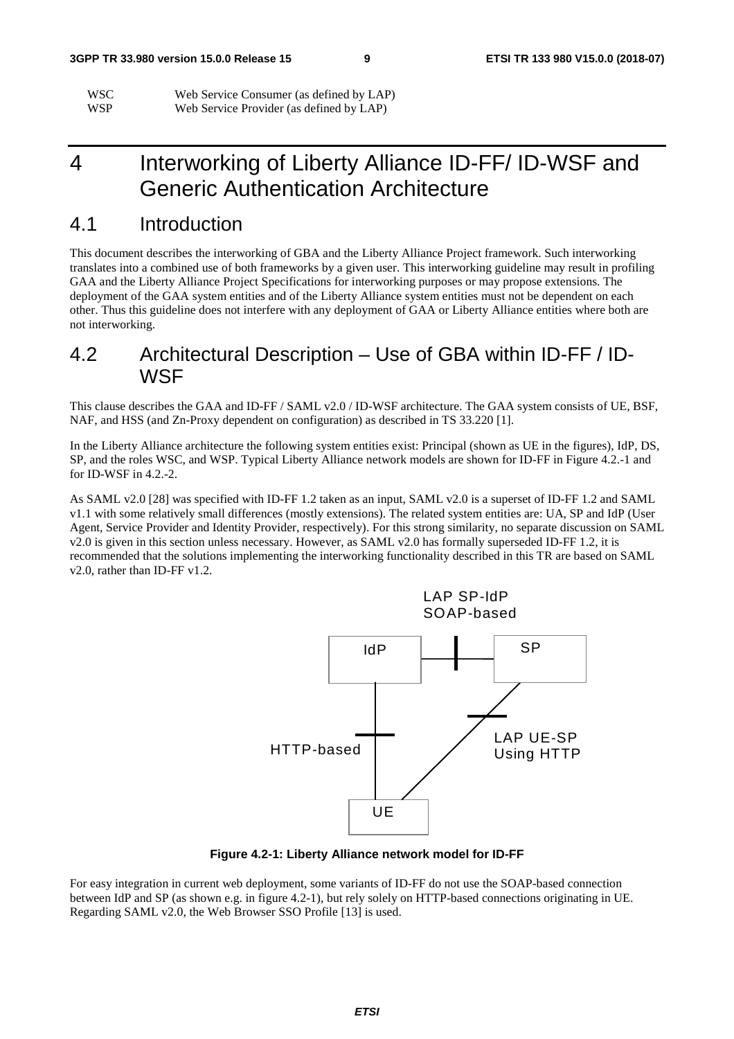| WSC | Web Service Consumer (as defined by LAP) |
|---|---|
| WSP | Web Service Provider (as defined by LAP) |

# 4 Interworking of Liberty Alliance ID-FF/ ID-WSF and Generic Authentication Architecture

## 4.1 Introduction

This document describes the interworking of GBA and the Liberty Alliance Project framework. Such interworking translates into a combined use of both frameworks by a given user. This interworking guideline may result in profiling GAA and the Liberty Alliance Project Specifications for interworking purposes or may propose extensions. The deployment of the GAA system entities and of the Liberty Alliance system entities must not be dependent on each other. Thus this guideline does not interfere with any deployment of GAA or Liberty Alliance entities where both are not interworking.

## 4.2 Architectural Description – Use of GBA within ID-FF / ID-WSF

This clause describes the GAA and ID-FF / SAML v2.0 / ID-WSF architecture. The GAA system consists of UE, BSF, NAF, and HSS (and Zn-Proxy dependent on configuration) as described in TS 33.220 [1].

In the Liberty Alliance architecture the following system entities exist: Principal (shown as UE in the figures), IdP, DS, SP, and the roles WSC, and WSP. Typical Liberty Alliance network models are shown for ID-FF in Figure 4.2.-1 and for ID-WSF in 4.2.-2.

As SAML v2.0 [28] was specified with ID-FF 1.2 taken as an input, SAML v2.0 is a superset of ID-FF 1.2 and SAML v1.1 with some relatively small differences (mostly extensions). The related system entities are: UA, SP and IdP (User Agent, Service Provider and Identity Provider, respectively). For this strong similarity, no separate discussion on SAML v2.0 is given in this section unless necessary. However, as SAML v2.0 has formally superseded ID-FF 1.2, it is recommended that the solutions implementing the interworking functionality described in this TR are based on SAML v2.0, rather than ID-FF v1.2.

LAP SP-IdP SOAP-based

IdP SP

HTTP-based

LAP UE-SP Using HTTP

UE

**Figure 4.2-1: Liberty Alliance network model for ID-FF**

For easy integration in current web deployment, some variants of ID-FF do not use the SOAP-based connection between IdP and SP (as shown e.g. in figure 4.2-1), but rely solely on HTTP-based connections originating in UE. Regarding SAML v2.0, the Web Browser SSO Profile [13] is used.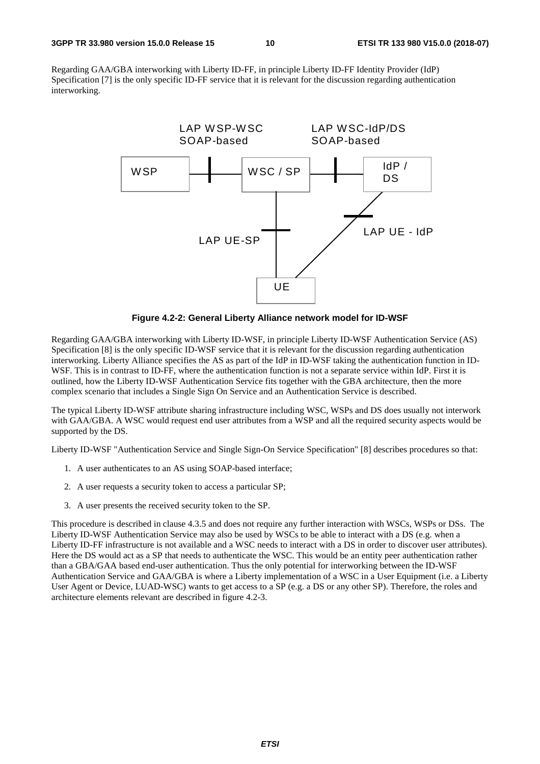Regarding GAA/GBA interworking with Liberty ID-FF, in principle Liberty ID-FF Identity Provider (IdP) Specification [7] is the only specific ID-FF service that it is relevant for the discussion regarding authentication interworking.

**Figure 4.2-2: General Liberty Alliance network model for ID-WSF**

Regarding GAA/GBA interworking with Liberty ID-WSF, in principle Liberty ID-WSF Authentication Service (AS) Specification [8] is the only specific ID-WSF service that it is relevant for the discussion regarding authentication interworking. Liberty Alliance specifies the AS as part of the IdP in ID-WSF taking the authentication function in ID-WSF. This is in contrast to ID-FF, where the authentication function is not a separate service within IdP. First it is outlined, how the Liberty ID-WSF Authentication Service fits together with the GBA architecture, then the more complex scenario that includes a Single Sign On Service and an Authentication Service is described.

The typical Liberty ID-WSF attribute sharing infrastructure including WSC, WSPs and DS does usually not interwork with GAA/GBA. A WSC would request end user attributes from a WSP and all the required security aspects would be supported by the DS.

Liberty ID-WSF "Authentication Service and Single Sign-On Service Specification" [8] describes procedures so that:

1. A user authenticates to an AS using SOAP-based interface;
2. A user requests a security token to access a particular SP;
3. A user presents the received security token to the SP.

This procedure is described in clause 4.3.5 and does not require any further interaction with WSCs, WSPs or DSs. The Liberty ID-WSF Authentication Service may also be used by WSCs to be able to interact with a DS (e.g. when a Liberty ID-FF infrastructure is not available and a WSC needs to interact with a DS in order to discover user attributes). Here the DS would act as a SP that needs to authenticate the WSC. This would be an entity peer authentication rather than a GBA/GAA based end-user authentication. Thus the only potential for interworking between the ID-WSF Authentication Service and GAA/GBA is where a Liberty implementation of a WSC in a User Equipment (i.e. a Liberty User Agent or Device, LUAD-WSC) wants to get access to a SP (e.g. a DS or any other SP). Therefore, the roles and architecture elements relevant are described in figure 4.2-3.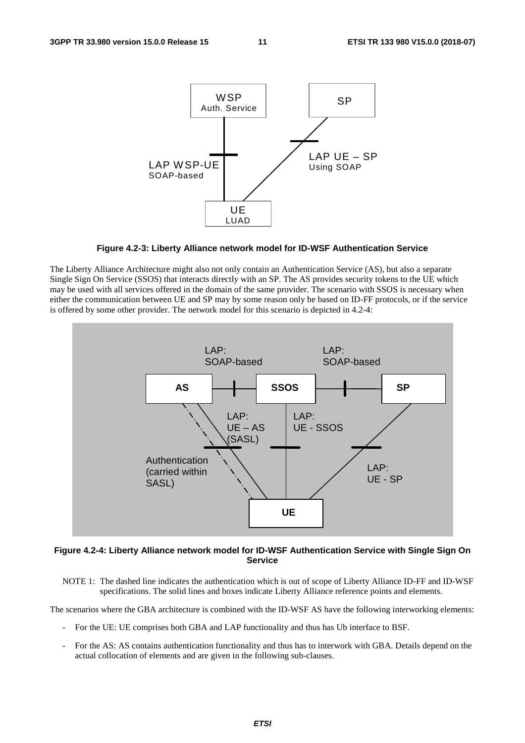**Figure 4.2-3: Liberty Alliance network model for ID-WSF Authentication Service**

The Liberty Alliance Architecture might also not only contain an Authentication Service (AS), but also a separate Single Sign On Service (SSOS) that interacts directly with an SP. The AS provides security tokens to the UE which may be used with all services offered in the domain of the same provider. The scenario with SSOS is necessary when either the communication between UE and SP may by some reason only be based on ID-FF protocols, or if the service is offered by some other provider. The network model for this scenario is depicted in 4.2-4:

**Figure 4.2-4: Liberty Alliance network model for ID-WSF Authentication Service with Single Sign On Service**

NOTE 1: The dashed line indicates the authentication which is out of scope of Liberty Alliance ID-FF and ID-WSF specifications. The solid lines and boxes indicate Liberty Alliance reference points and elements.

The scenarios where the GBA architecture is combined with the ID-WSF AS have the following interworking elements:

- For the UE: UE comprises both GBA and LAP functionality and thus has Ub interface to BSF.
- For the AS: AS contains authentication functionality and thus has to interwork with GBA. Details depend on the actual collocation of elements and are given in the following sub-clauses.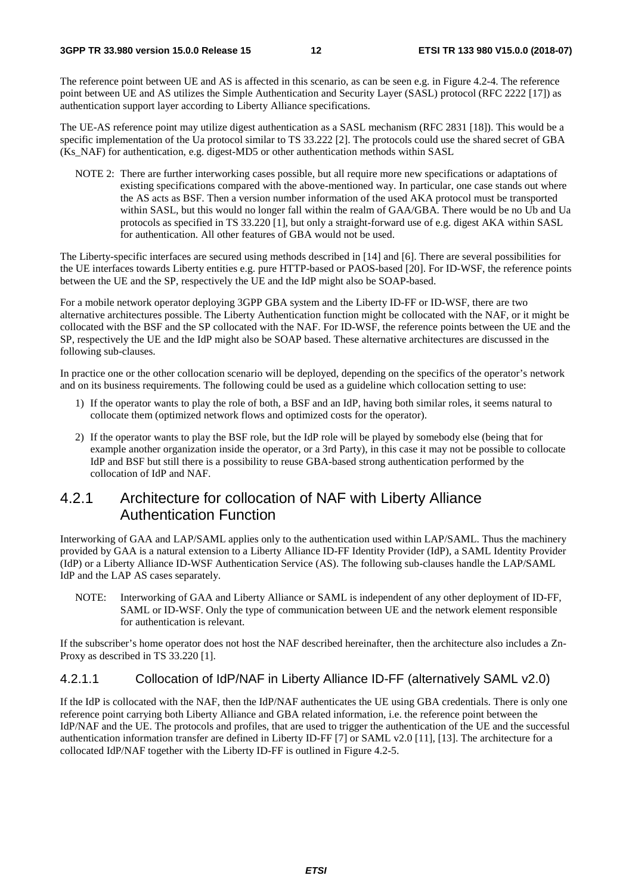The reference point between UE and AS is affected in this scenario, as can be seen e.g. in Figure 4.2-4. The reference point between UE and AS utilizes the Simple Authentication and Security Layer (SASL) protocol (RFC 2222 [17]) as authentication support layer according to Liberty Alliance specifications.

The UE-AS reference point may utilize digest authentication as a SASL mechanism (RFC 2831 [18]). This would be a specific implementation of the Ua protocol similar to TS 33.222 [2]. The protocols could use the shared secret of GBA (Ks_NAF) for authentication, e.g. digest-MD5 or other authentication methods within SASL

NOTE 2: There are further interworking cases possible, but all require more new specifications or adaptations of existing specifications compared with the above-mentioned way. In particular, one case stands out where the AS acts as BSF. Then a version number information of the used AKA protocol must be transported within SASL, but this would no longer fall within the realm of GAA/GBA. There would be no Ub and Ua protocols as specified in TS 33.220 [1], but only a straight-forward use of e.g. digest AKA within SASL for authentication. All other features of GBA would not be used.

The Liberty-specific interfaces are secured using methods described in [14] and [6]. There are several possibilities for the UE interfaces towards Liberty entities e.g. pure HTTP-based or PAOS-based [20]. For ID-WSF, the reference points between the UE and the SP, respectively the UE and the IdP might also be SOAP-based.

For a mobile network operator deploying 3GPP GBA system and the Liberty ID-FF or ID-WSF, there are two alternative architectures possible. The Liberty Authentication function might be collocated with the NAF, or it might be collocated with the BSF and the SP collocated with the NAF. For ID-WSF, the reference points between the UE and the SP, respectively the UE and the IdP might also be SOAP based. These alternative architectures are discussed in the following sub-clauses.

In practice one or the other collocation scenario will be deployed, depending on the specifics of the operator's network and on its business requirements. The following could be used as a guideline which collocation setting to use:

1) If the operator wants to play the role of both, a BSF and an IdP, having both similar roles, it seems natural to collocate them (optimized network flows and optimized costs for the operator).

2) If the operator wants to play the BSF role, but the IdP role will be played by somebody else (being that for example another organization inside the operator, or a 3rd Party), in this case it may not be possible to collocate IdP and BSF but still there is a possibility to reuse GBA-based strong authentication performed by the collocation of IdP and NAF.

## 4.2.1 Architecture for collocation of NAF with Liberty Alliance Authentication Function

Interworking of GAA and LAP/SAML applies only to the authentication used within LAP/SAML. Thus the machinery provided by GAA is a natural extension to a Liberty Alliance ID-FF Identity Provider (IdP), a SAML Identity Provider (IdP) or a Liberty Alliance ID-WSF Authentication Service (AS). The following sub-clauses handle the LAP/SAML IdP and the LAP AS cases separately.

NOTE: Interworking of GAA and Liberty Alliance or SAML is independent of any other deployment of ID-FF, SAML or ID-WSF. Only the type of communication between UE and the network element responsible for authentication is relevant.

If the subscriber's home operator does not host the NAF described hereinafter, then the architecture also includes a Zn-Proxy as described in TS 33.220 [1].

### 4.2.1.1 Collocation of IdP/NAF in Liberty Alliance ID-FF (alternatively SAML v2.0)

If the IdP is collocated with the NAF, then the IdP/NAF authenticates the UE using GBA credentials. There is only one reference point carrying both Liberty Alliance and GBA related information, i.e. the reference point between the IdP/NAF and the UE. The protocols and profiles, that are used to trigger the authentication of the UE and the successful authentication information transfer are defined in Liberty ID-FF [7] or SAML v2.0 [11], [13]. The architecture for a collocated IdP/NAF together with the Liberty ID-FF is outlined in Figure 4.2-5.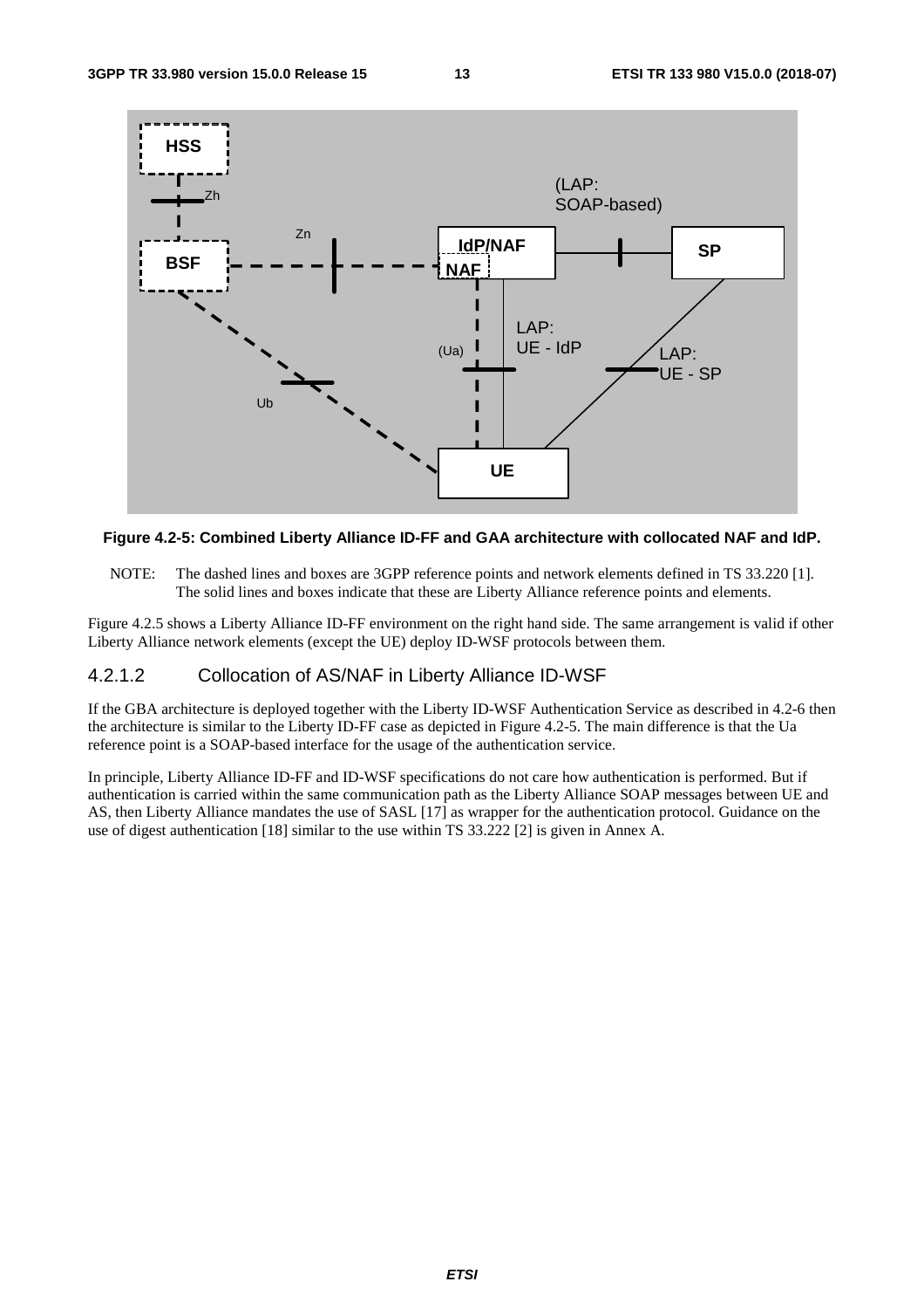**Figure 4.2-5: Combined Liberty Alliance ID-FF and GAA architecture with collocated NAF and IdP.**

NOTE: The dashed lines and boxes are 3GPP reference points and network elements defined in TS 33.220 [1]. The solid lines and boxes indicate that these are Liberty Alliance reference points and elements.

Figure 4.2.5 shows a Liberty Alliance ID-FF environment on the right hand side. The same arrangement is valid if other Liberty Alliance network elements (except the UE) deploy ID-WSF protocols between them.

### 4.2.1.2 Collocation of AS/NAF in Liberty Alliance ID-WSF

If the GBA architecture is deployed together with the Liberty ID-WSF Authentication Service as described in 4.2-6 then the architecture is similar to the Liberty ID-FF case as depicted in Figure 4.2-5. The main difference is that the Ua reference point is a SOAP-based interface for the usage of the authentication service.

In principle, Liberty Alliance ID-FF and ID-WSF specifications do not care how authentication is performed. But if authentication is carried within the same communication path as the Liberty Alliance SOAP messages between UE and AS, then Liberty Alliance mandates the use of SASL [17] as wrapper for the authentication protocol. Guidance on the use of digest authentication [18] similar to the use within TS 33.222 [2] is given in Annex A.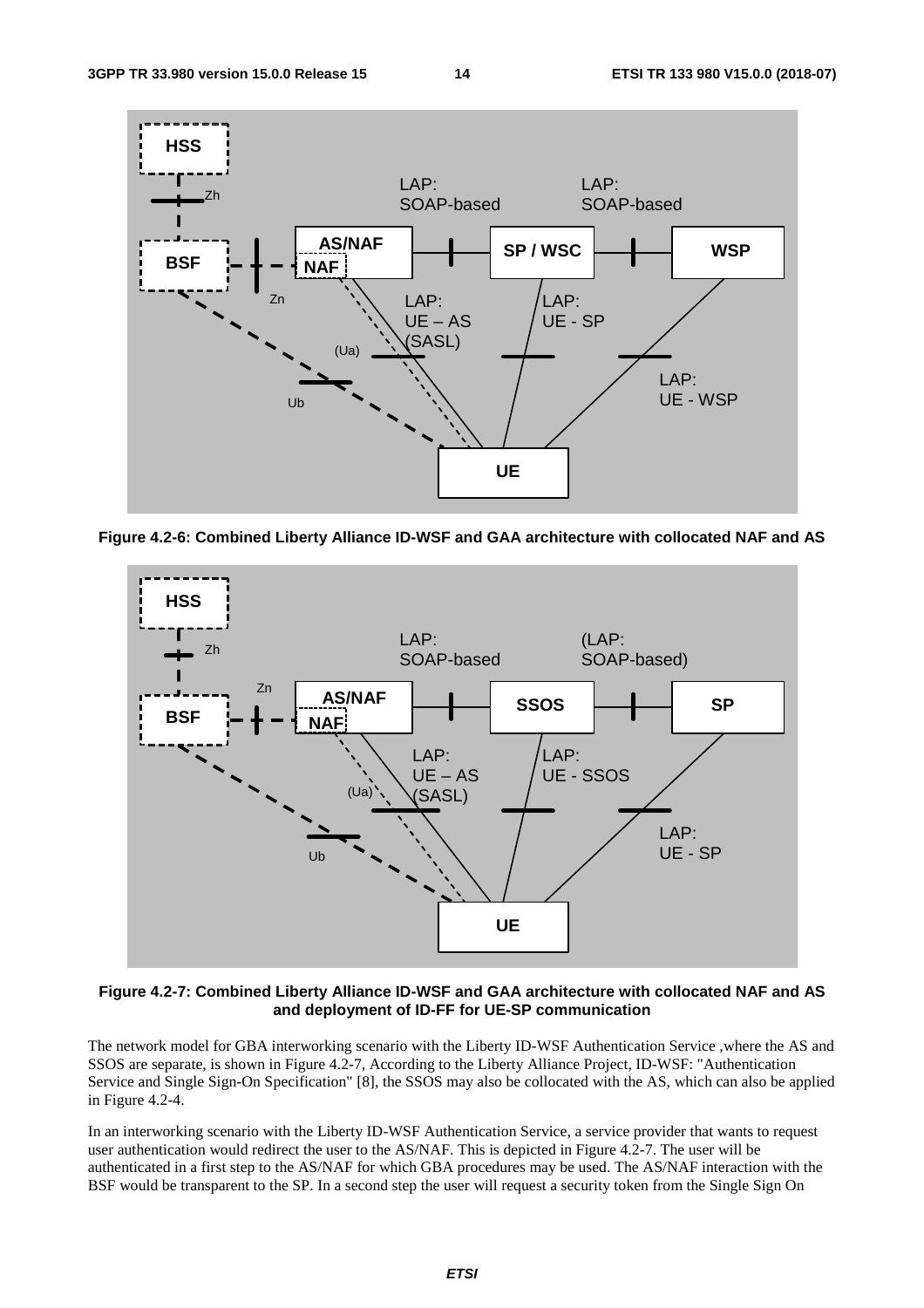**Figure 4.2-6: Combined Liberty Alliance ID-WSF and GAA architecture with collocated NAF and AS**

**Figure 4.2-7: Combined Liberty Alliance ID-WSF and GAA architecture with collocated NAF and AS and deployment of ID-FF for UE-SP communication**

The network model for GBA interworking scenario with the Liberty ID-WSF Authentication Service ,where the AS and SSOS are separate, is shown in Figure 4.2-7, According to the Liberty Alliance Project, ID-WSF: "Authentication Service and Single Sign-On Specification" [8], the SSOS may also be collocated with the AS, which can also be applied in Figure 4.2-4.

In an interworking scenario with the Liberty ID-WSF Authentication Service, a service provider that wants to request user authentication would redirect the user to the AS/NAF. This is depicted in Figure 4.2-7. The user will be authenticated in a first step to the AS/NAF for which GBA procedures may be used. The AS/NAF interaction with the BSF would be transparent to the SP. In a second step the user will request a security token from the Single Sign On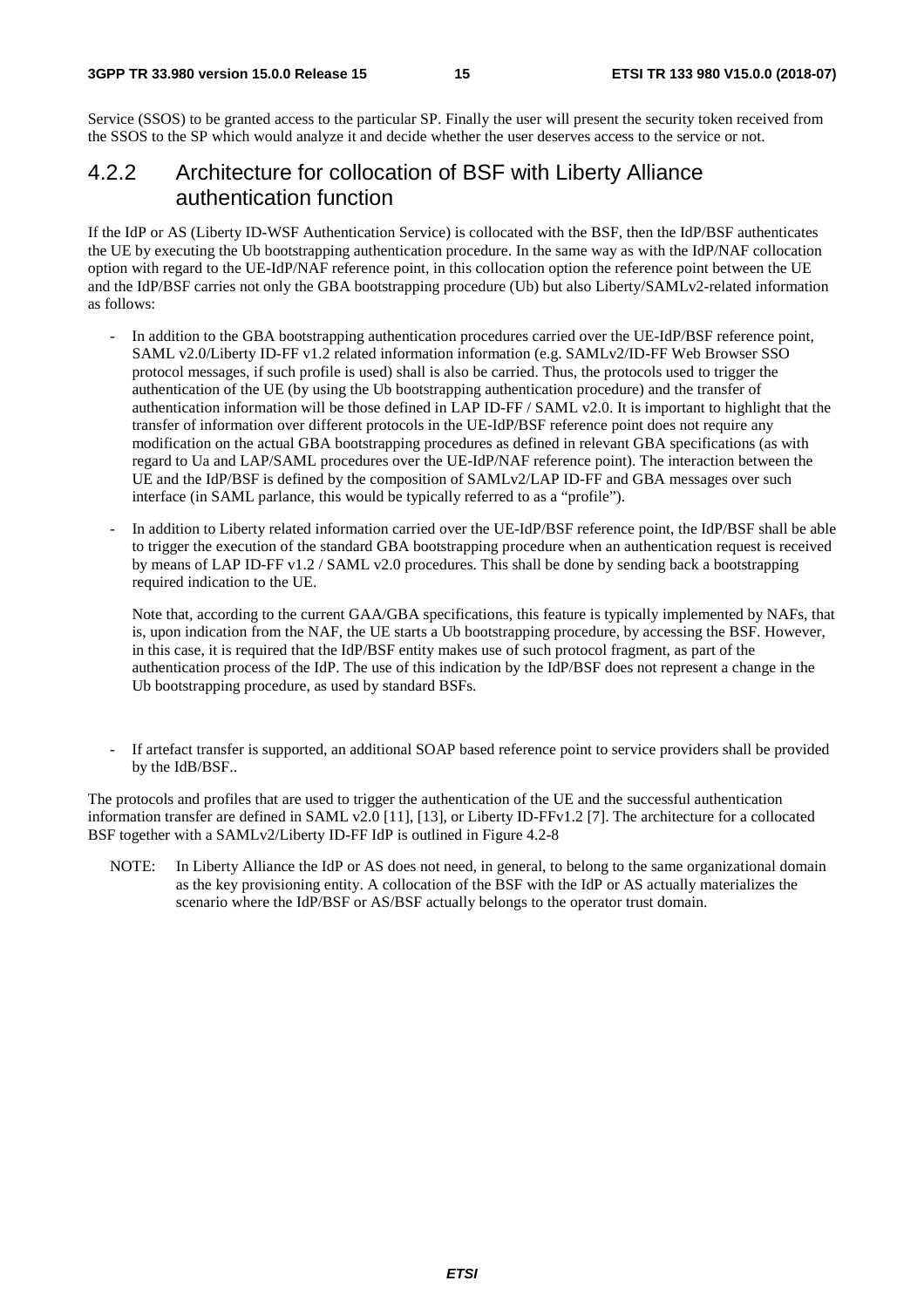Service (SSOS) to be granted access to the particular SP. Finally the user will present the security token received from the SSOS to the SP which would analyze it and decide whether the user deserves access to the service or not.

### 4.2.2 Architecture for collocation of BSF with Liberty Alliance authentication function

If the IdP or AS (Liberty ID-WSF Authentication Service) is collocated with the BSF, then the IdP/BSF authenticates the UE by executing the Ub bootstrapping authentication procedure. In the same way as with the IdP/NAF collocation option with regard to the UE-IdP/NAF reference point, in this collocation option the reference point between the UE and the IdP/BSF carries not only the GBA bootstrapping procedure (Ub) but also Liberty/SAMLv2-related information as follows:

- In addition to the GBA bootstrapping authentication procedures carried over the UE-IdP/BSF reference point, SAML v2.0/Liberty ID-FF v1.2 related information information (e.g. SAMLv2/ID-FF Web Browser SSO protocol messages, if such profile is used) shall is also be carried. Thus, the protocols used to trigger the authentication of the UE (by using the Ub bootstrapping authentication procedure) and the transfer of authentication information will be those defined in LAP ID-FF / SAML v2.0. It is important to highlight that the transfer of information over different protocols in the UE-IdP/BSF reference point does not require any modification on the actual GBA bootstrapping procedures as defined in relevant GBA specifications (as with regard to Ua and LAP/SAML procedures over the UE-IdP/NAF reference point). The interaction between the UE and the IdP/BSF is defined by the composition of SAMLv2/LAP ID-FF and GBA messages over such interface (in SAML parlance, this would be typically referred to as a "profile").

- In addition to Liberty related information carried over the UE-IdP/BSF reference point, the IdP/BSF shall be able to trigger the execution of the standard GBA bootstrapping procedure when an authentication request is received by means of LAP ID-FF v1.2 / SAML v2.0 procedures. This shall be done by sending back a bootstrapping required indication to the UE.

  Note that, according to the current GAA/GBA specifications, this feature is typically implemented by NAFs, that is, upon indication from the NAF, the UE starts a Ub bootstrapping procedure, by accessing the BSF. However, in this case, it is required that the IdP/BSF entity makes use of such protocol fragment, as part of the authentication process of the IdP. The use of this indication by the IdP/BSF does not represent a change in the Ub bootstrapping procedure, as used by standard BSFs.

- If artefact transfer is supported, an additional SOAP based reference point to service providers shall be provided by the IdB/BSF..

The protocols and profiles that are used to trigger the authentication of the UE and the successful authentication information transfer are defined in SAML v2.0 [11], [13], or Liberty ID-FFv1.2 [7]. The architecture for a collocated BSF together with a SAMLv2/Liberty ID-FF IdP is outlined in Figure 4.2-8

NOTE: In Liberty Alliance the IdP or AS does not need, in general, to belong to the same organizational domain as the key provisioning entity. A collocation of the BSF with the IdP or AS actually materializes the scenario where the IdP/BSF or AS/BSF actually belongs to the operator trust domain.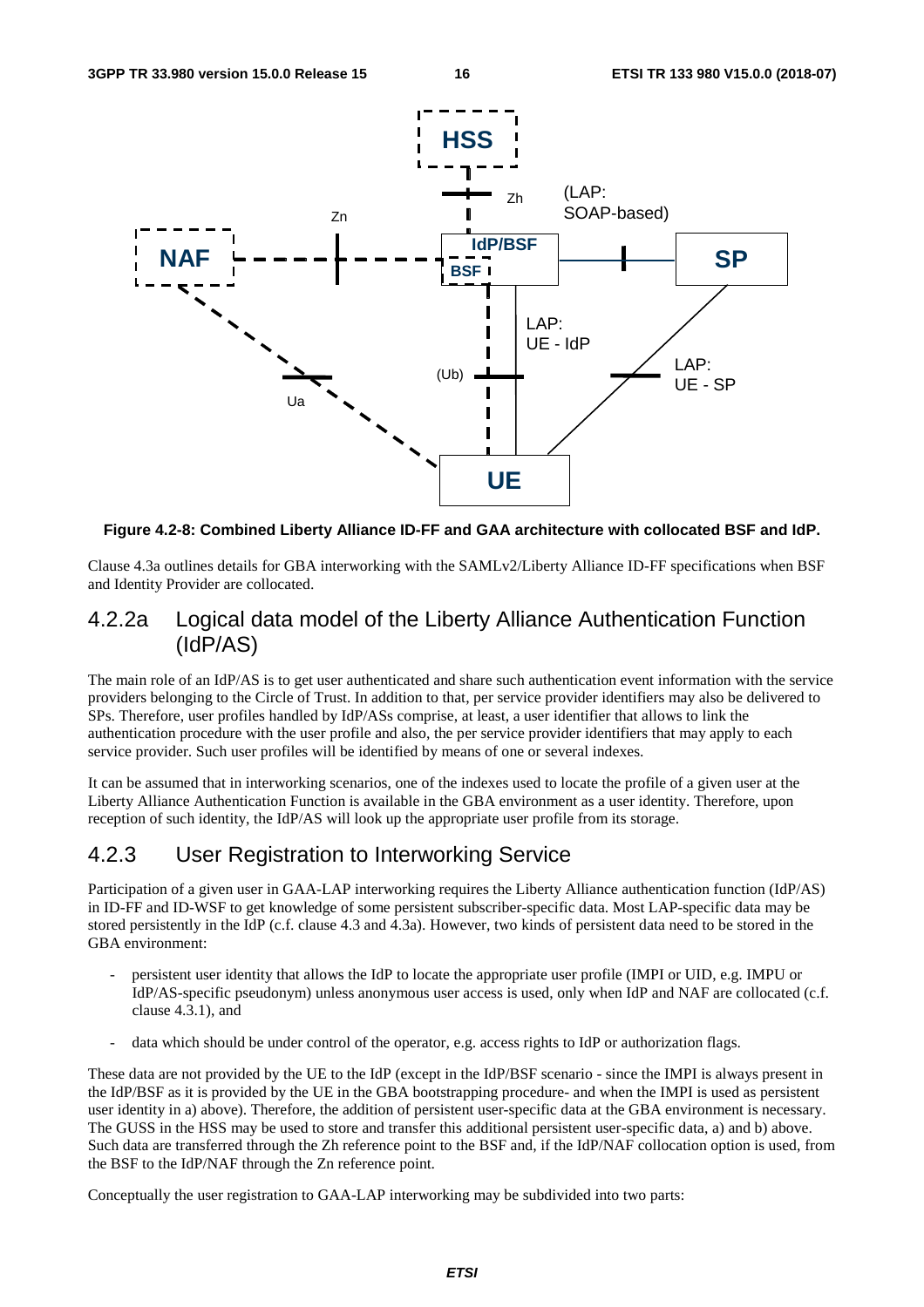**Figure 4.2-8: Combined Liberty Alliance ID-FF and GAA architecture with collocated BSF and IdP.**

Clause 4.3a outlines details for GBA interworking with the SAMLv2/Liberty Alliance ID-FF specifications when BSF and Identity Provider are collocated.

## 4.2.2a Logical data model of the Liberty Alliance Authentication Function (IdP/AS)

The main role of an IdP/AS is to get user authenticated and share such authentication event information with the service providers belonging to the Circle of Trust. In addition to that, per service provider identifiers may also be delivered to SPs. Therefore, user profiles handled by IdP/ASs comprise, at least, a user identifier that allows to link the authentication procedure with the user profile and also, the per service provider identifiers that may apply to each service provider. Such user profiles will be identified by means of one or several indexes.

It can be assumed that in interworking scenarios, one of the indexes used to locate the profile of a given user at the Liberty Alliance Authentication Function is available in the GBA environment as a user identity. Therefore, upon reception of such identity, the IdP/AS will look up the appropriate user profile from its storage.

## 4.2.3 User Registration to Interworking Service

Participation of a given user in GAA-LAP interworking requires the Liberty Alliance authentication function (IdP/AS) in ID-FF and ID-WSF to get knowledge of some persistent subscriber-specific data. Most LAP-specific data may be stored persistently in the IdP (c.f. clause 4.3 and 4.3a). However, two kinds of persistent data need to be stored in the GBA environment:

- persistent user identity that allows the IdP to locate the appropriate user profile (IMPI or UID, e.g. IMPU or IdP/AS-specific pseudonym) unless anonymous user access is used, only when IdP and NAF are collocated (c.f. clause 4.3.1), and
- data which should be under control of the operator, e.g. access rights to IdP or authorization flags.

These data are not provided by the UE to the IdP (except in the IdP/BSF scenario - since the IMPI is always present in the IdP/BSF as it is provided by the UE in the GBA bootstrapping procedure- and when the IMPI is used as persistent user identity in a) above). Therefore, the addition of persistent user-specific data at the GBA environment is necessary. The GUSS in the HSS may be used to store and transfer this additional persistent user-specific data, a) and b) above. Such data are transferred through the Zh reference point to the BSF and, if the IdP/NAF collocation option is used, from the BSF to the IdP/NAF through the Zn reference point.

Conceptually the user registration to GAA-LAP interworking may be subdivided into two parts: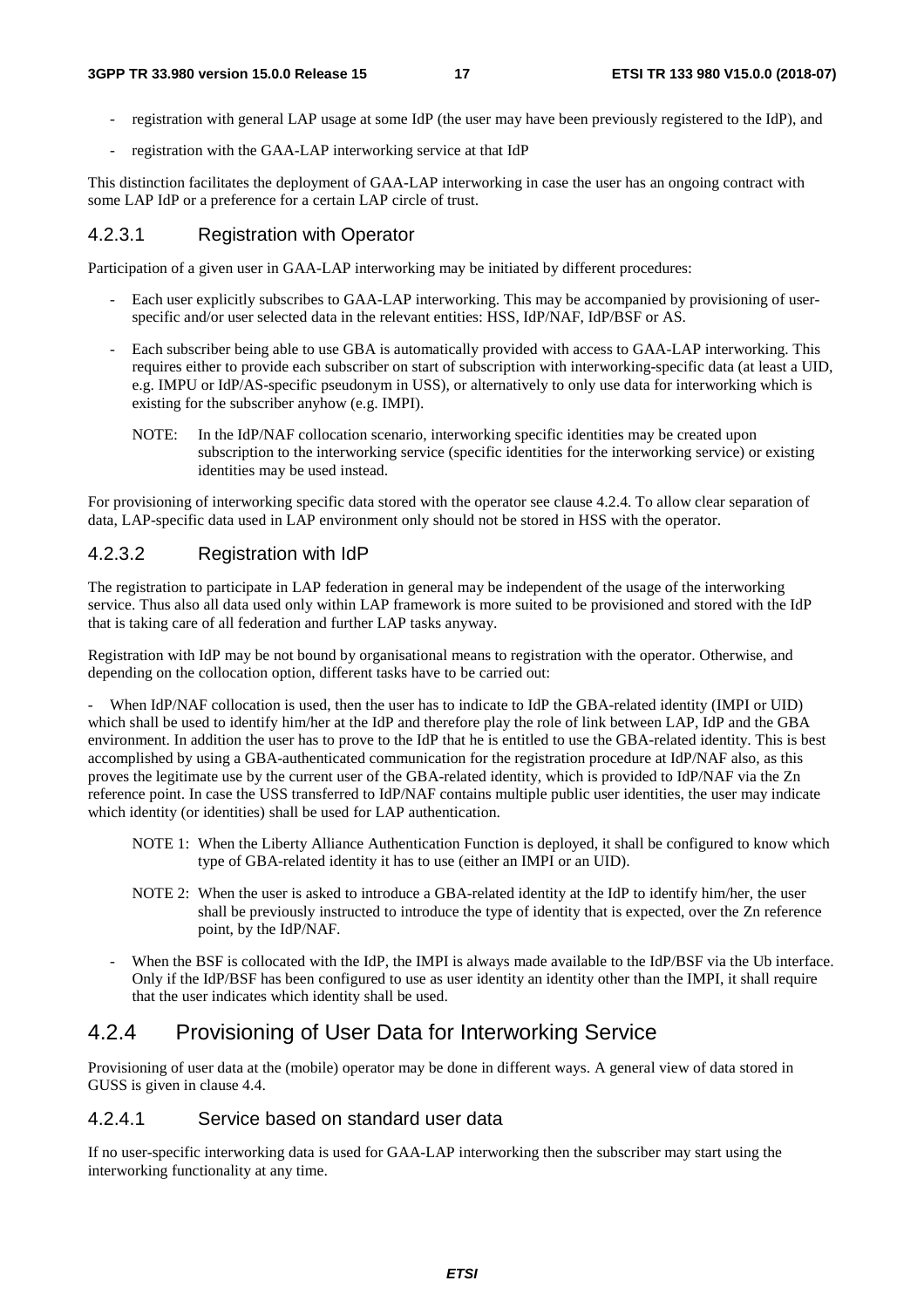- registration with general LAP usage at some IdP (the user may have been previously registered to the IdP), and
- registration with the GAA-LAP interworking service at that IdP

This distinction facilitates the deployment of GAA-LAP interworking in case the user has an ongoing contract with some LAP IdP or a preference for a certain LAP circle of trust.

#### 4.2.3.1 Registration with Operator

Participation of a given user in GAA-LAP interworking may be initiated by different procedures:

- Each user explicitly subscribes to GAA-LAP interworking. This may be accompanied by provisioning of user-specific and/or user selected data in the relevant entities: HSS, IdP/NAF, IdP/BSF or AS.
- Each subscriber being able to use GBA is automatically provided with access to GAA-LAP interworking. This requires either to provide each subscriber on start of subscription with interworking-specific data (at least a UID, e.g. IMPU or IdP/AS-specific pseudonym in USS), or alternatively to only use data for interworking which is existing for the subscriber anyhow (e.g. IMPI).

  NOTE: In the IdP/NAF collocation scenario, interworking specific identities may be created upon subscription to the interworking service (specific identities for the interworking service) or existing identities may be used instead.

For provisioning of interworking specific data stored with the operator see clause 4.2.4. To allow clear separation of data, LAP-specific data used in LAP environment only should not be stored in HSS with the operator.

#### 4.2.3.2 Registration with IdP

The registration to participate in LAP federation in general may be independent of the usage of the interworking service. Thus also all data used only within LAP framework is more suited to be provisioned and stored with the IdP that is taking care of all federation and further LAP tasks anyway.

Registration with IdP may be not bound by organisational means to registration with the operator. Otherwise, and depending on the collocation option, different tasks have to be carried out:

- When IdP/NAF collocation is used, then the user has to indicate to IdP the GBA-related identity (IMPI or UID) which shall be used to identify him/her at the IdP and therefore play the role of link between LAP, IdP and the GBA environment. In addition the user has to prove to the IdP that he is entitled to use the GBA-related identity. This is best accomplished by using a GBA-authenticated communication for the registration procedure at IdP/NAF also, as this proves the legitimate use by the current user of the GBA-related identity, which is provided to IdP/NAF via the Zn reference point. In case the USS transferred to IdP/NAF contains multiple public user identities, the user may indicate which identity (or identities) shall be used for LAP authentication.

  NOTE 1: When the Liberty Alliance Authentication Function is deployed, it shall be configured to know which type of GBA-related identity it has to use (either an IMPI or an UID).

  NOTE 2: When the user is asked to introduce a GBA-related identity at the IdP to identify him/her, the user shall be previously instructed to introduce the type of identity that is expected, over the Zn reference point, by the IdP/NAF.

- When the BSF is collocated with the IdP, the IMPI is always made available to the IdP/BSF via the Ub interface. Only if the IdP/BSF has been configured to use as user identity an identity other than the IMPI, it shall require that the user indicates which identity shall be used.

### 4.2.4 Provisioning of User Data for Interworking Service

Provisioning of user data at the (mobile) operator may be done in different ways. A general view of data stored in GUSS is given in clause 4.4.

#### 4.2.4.1 Service based on standard user data

If no user-specific interworking data is used for GAA-LAP interworking then the subscriber may start using the interworking functionality at any time.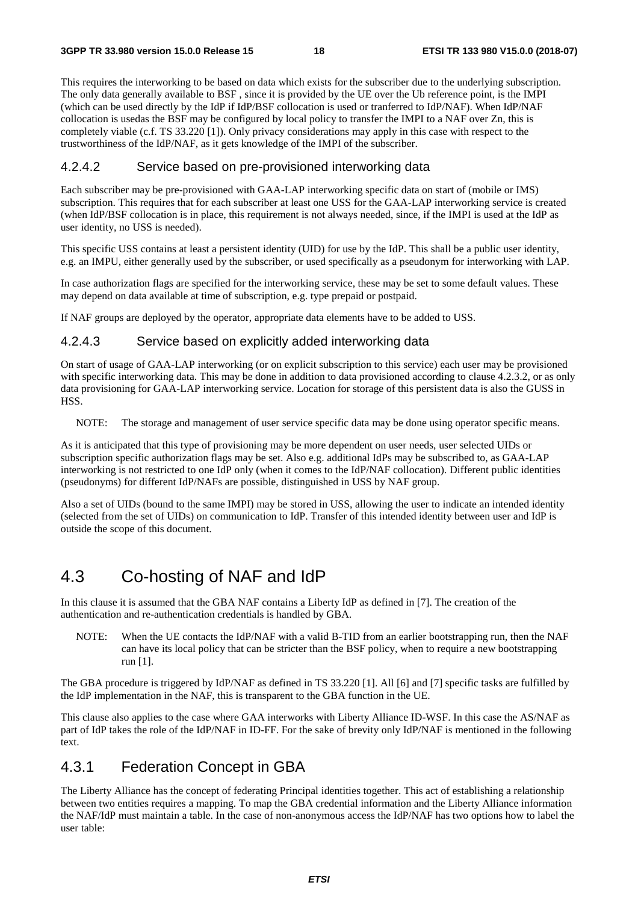This requires the interworking to be based on data which exists for the subscriber due to the underlying subscription. The only data generally available to BSF , since it is provided by the UE over the Ub reference point, is the IMPI (which can be used directly by the IdP if IdP/BSF collocation is used or tranferred to IdP/NAF). When IdP/NAF collocation is usedas the BSF may be configured by local policy to transfer the IMPI to a NAF over Zn, this is completely viable (c.f. TS 33.220 [1]). Only privacy considerations may apply in this case with respect to the trustworthiness of the IdP/NAF, as it gets knowledge of the IMPI of the subscriber.

#### 4.2.4.2 Service based on pre-provisioned interworking data

Each subscriber may be pre-provisioned with GAA-LAP interworking specific data on start of (mobile or IMS) subscription. This requires that for each subscriber at least one USS for the GAA-LAP interworking service is created (when IdP/BSF collocation is in place, this requirement is not always needed, since, if the IMPI is used at the IdP as user identity, no USS is needed).

This specific USS contains at least a persistent identity (UID) for use by the IdP. This shall be a public user identity, e.g. an IMPU, either generally used by the subscriber, or used specifically as a pseudonym for interworking with LAP.

In case authorization flags are specified for the interworking service, these may be set to some default values. These may depend on data available at time of subscription, e.g. type prepaid or postpaid.

If NAF groups are deployed by the operator, appropriate data elements have to be added to USS.

#### 4.2.4.3 Service based on explicitly added interworking data

On start of usage of GAA-LAP interworking (or on explicit subscription to this service) each user may be provisioned with specific interworking data. This may be done in addition to data provisioned according to clause 4.2.3.2, or as only data provisioning for GAA-LAP interworking service. Location for storage of this persistent data is also the GUSS in HSS.

NOTE: The storage and management of user service specific data may be done using operator specific means.

As it is anticipated that this type of provisioning may be more dependent on user needs, user selected UIDs or subscription specific authorization flags may be set. Also e.g. additional IdPs may be subscribed to, as GAA-LAP interworking is not restricted to one IdP only (when it comes to the IdP/NAF collocation). Different public identities (pseudonyms) for different IdP/NAFs are possible, distinguished in USS by NAF group.

Also a set of UIDs (bound to the same IMPI) may be stored in USS, allowing the user to indicate an intended identity (selected from the set of UIDs) on communication to IdP. Transfer of this intended identity between user and IdP is outside the scope of this document.

## 4.3 Co-hosting of NAF and IdP

In this clause it is assumed that the GBA NAF contains a Liberty IdP as defined in [7]. The creation of the authentication and re-authentication credentials is handled by GBA.

NOTE: When the UE contacts the IdP/NAF with a valid B-TID from an earlier bootstrapping run, then the NAF can have its local policy that can be stricter than the BSF policy, when to require a new bootstrapping run [1].

The GBA procedure is triggered by IdP/NAF as defined in TS 33.220 [1]. All [6] and [7] specific tasks are fulfilled by the IdP implementation in the NAF, this is transparent to the GBA function in the UE.

This clause also applies to the case where GAA interworks with Liberty Alliance ID-WSF. In this case the AS/NAF as part of IdP takes the role of the IdP/NAF in ID-FF. For the sake of brevity only IdP/NAF is mentioned in the following text.

### 4.3.1 Federation Concept in GBA

The Liberty Alliance has the concept of federating Principal identities together. This act of establishing a relationship between two entities requires a mapping. To map the GBA credential information and the Liberty Alliance information the NAF/IdP must maintain a table. In the case of non-anonymous access the IdP/NAF has two options how to label the user table: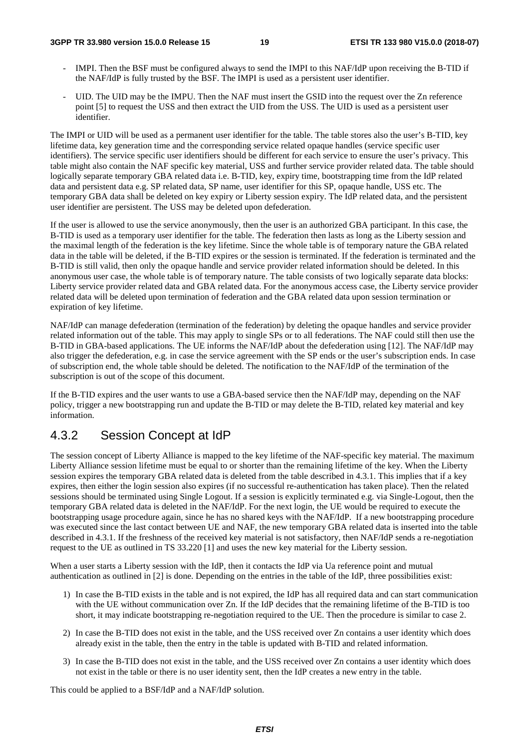- IMPI. Then the BSF must be configured always to send the IMPI to this NAF/IdP upon receiving the B-TID if the NAF/IdP is fully trusted by the BSF. The IMPI is used as a persistent user identifier.

- UID. The UID may be the IMPU. Then the NAF must insert the GSID into the request over the Zn reference point [5] to request the USS and then extract the UID from the USS. The UID is used as a persistent user identifier.

The IMPI or UID will be used as a permanent user identifier for the table. The table stores also the user's B-TID, key lifetime data, key generation time and the corresponding service related opaque handles (service specific user identifiers). The service specific user identifiers should be different for each service to ensure the user's privacy. This table might also contain the NAF specific key material, USS and further service provider related data. The table should logically separate temporary GBA related data i.e. B-TID, key, expiry time, bootstrapping time from the IdP related data and persistent data e.g. SP related data, SP name, user identifier for this SP, opaque handle, USS etc. The temporary GBA data shall be deleted on key expiry or Liberty session expiry. The IdP related data, and the persistent user identifier are persistent. The USS may be deleted upon defederation.

If the user is allowed to use the service anonymously, then the user is an authorized GBA participant. In this case, the B-TID is used as a temporary user identifier for the table. The federation then lasts as long as the Liberty session and the maximal length of the federation is the key lifetime. Since the whole table is of temporary nature the GBA related data in the table will be deleted, if the B-TID expires or the session is terminated. If the federation is terminated and the B-TID is still valid, then only the opaque handle and service provider related information should be deleted. In this anonymous user case, the whole table is of temporary nature. The table consists of two logically separate data blocks: Liberty service provider related data and GBA related data. For the anonymous access case, the Liberty service provider related data will be deleted upon termination of federation and the GBA related data upon session termination or expiration of key lifetime.

NAF/IdP can manage defederation (termination of the federation) by deleting the opaque handles and service provider related information out of the table. This may apply to single SPs or to all federations. The NAF could still then use the B-TID in GBA-based applications. The UE informs the NAF/IdP about the defederation using [12]. The NAF/IdP may also trigger the defederation, e.g. in case the service agreement with the SP ends or the user's subscription ends. In case of subscription end, the whole table should be deleted. The notification to the NAF/IdP of the termination of the subscription is out of the scope of this document.

If the B-TID expires and the user wants to use a GBA-based service then the NAF/IdP may, depending on the NAF policy, trigger a new bootstrapping run and update the B-TID or may delete the B-TID, related key material and key information.

### 4.3.2 Session Concept at IdP

The session concept of Liberty Alliance is mapped to the key lifetime of the NAF-specific key material. The maximum Liberty Alliance session lifetime must be equal to or shorter than the remaining lifetime of the key. When the Liberty session expires the temporary GBA related data is deleted from the table described in 4.3.1. This implies that if a key expires, then either the login session also expires (if no successful re-authentication has taken place). Then the related sessions should be terminated using Single Logout. If a session is explicitly terminated e.g. via Single-Logout, then the temporary GBA related data is deleted in the NAF/IdP. For the next login, the UE would be required to execute the bootstrapping usage procedure again, since he has no shared keys with the NAF/IdP. If a new bootstrapping procedure was executed since the last contact between UE and NAF, the new temporary GBA related data is inserted into the table described in 4.3.1. If the freshness of the received key material is not satisfactory, then NAF/IdP sends a re-negotiation request to the UE as outlined in TS 33.220 [1] and uses the new key material for the Liberty session.

When a user starts a Liberty session with the IdP, then it contacts the IdP via Ua reference point and mutual authentication as outlined in [2] is done. Depending on the entries in the table of the IdP, three possibilities exist:

1) In case the B-TID exists in the table and is not expired, the IdP has all required data and can start communication with the UE without communication over Zn. If the IdP decides that the remaining lifetime of the B-TID is too short, it may indicate bootstrapping re-negotiation required to the UE. Then the procedure is similar to case 2.

2) In case the B-TID does not exist in the table, and the USS received over Zn contains a user identity which does already exist in the table, then the entry in the table is updated with B-TID and related information.

3) In case the B-TID does not exist in the table, and the USS received over Zn contains a user identity which does not exist in the table or there is no user identity sent, then the IdP creates a new entry in the table.

This could be applied to a BSF/IdP and a NAF/IdP solution.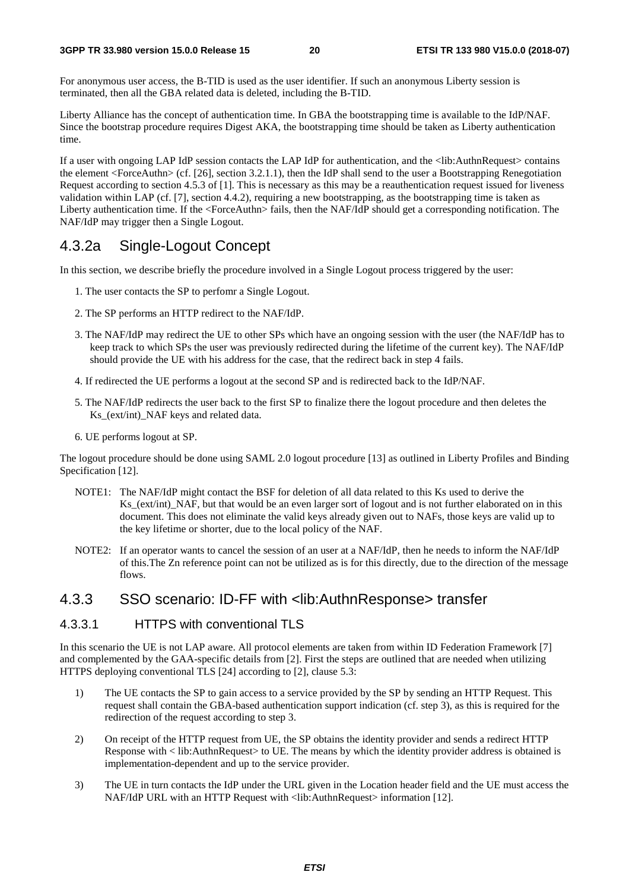For anonymous user access, the B-TID is used as the user identifier. If such an anonymous Liberty session is terminated, then all the GBA related data is deleted, including the B-TID.

Liberty Alliance has the concept of authentication time. In GBA the bootstrapping time is available to the IdP/NAF. Since the bootstrap procedure requires Digest AKA, the bootstrapping time should be taken as Liberty authentication time.

If a user with ongoing LAP IdP session contacts the LAP IdP for authentication, and the <lib:AuthnRequest> contains the element <ForceAuthn> (cf. [26], section 3.2.1.1), then the IdP shall send to the user a Bootstrapping Renegotiation Request according to section 4.5.3 of [1]. This is necessary as this may be a reauthentication request issued for liveness validation within LAP (cf. [7], section 4.4.2), requiring a new bootstrapping, as the bootstrapping time is taken as Liberty authentication time. If the <ForceAuthn> fails, then the NAF/IdP should get a corresponding notification. The NAF/IdP may trigger then a Single Logout.

## 4.3.2a Single-Logout Concept

In this section, we describe briefly the procedure involved in a Single Logout process triggered by the user:

1. The user contacts the SP to perfomr a Single Logout.
2. The SP performs an HTTP redirect to the NAF/IdP.
3. The NAF/IdP may redirect the UE to other SPs which have an ongoing session with the user (the NAF/IdP has to keep track to which SPs the user was previously redirected during the lifetime of the current key). The NAF/IdP should provide the UE with his address for the case, that the redirect back in step 4 fails.
4. If redirected the UE performs a logout at the second SP and is redirected back to the IdP/NAF.
5. The NAF/IdP redirects the user back to the first SP to finalize there the logout procedure and then deletes the Ks_(ext/int)_NAF keys and related data.
6. UE performs logout at SP.

The logout procedure should be done using SAML 2.0 logout procedure [13] as outlined in Liberty Profiles and Binding Specification [12].

NOTE1: The NAF/IdP might contact the BSF for deletion of all data related to this Ks used to derive the Ks_(ext/int)_NAF, but that would be an even larger sort of logout and is not further elaborated on in this document. This does not eliminate the valid keys already given out to NAFs, those keys are valid up to the key lifetime or shorter, due to the local policy of the NAF.

NOTE2: If an operator wants to cancel the session of an user at a NAF/IdP, then he needs to inform the NAF/IdP of this.The Zn reference point can not be utilized as is for this directly, due to the direction of the message flows.

## 4.3.3 SSO scenario: ID-FF with <lib:AuthnResponse> transfer

### 4.3.3.1 HTTPS with conventional TLS

In this scenario the UE is not LAP aware. All protocol elements are taken from within ID Federation Framework [7] and complemented by the GAA-specific details from [2]. First the steps are outlined that are needed when utilizing HTTPS deploying conventional TLS [24] according to [2], clause 5.3:

1) The UE contacts the SP to gain access to a service provided by the SP by sending an HTTP Request. This request shall contain the GBA-based authentication support indication (cf. step 3), as this is required for the redirection of the request according to step 3.

2) On receipt of the HTTP request from UE, the SP obtains the identity provider and sends a redirect HTTP Response with < lib:AuthnRequest> to UE. The means by which the identity provider address is obtained is implementation-dependent and up to the service provider.

3) The UE in turn contacts the IdP under the URL given in the Location header field and the UE must access the NAF/IdP URL with an HTTP Request with <lib:AuthnRequest> information [12].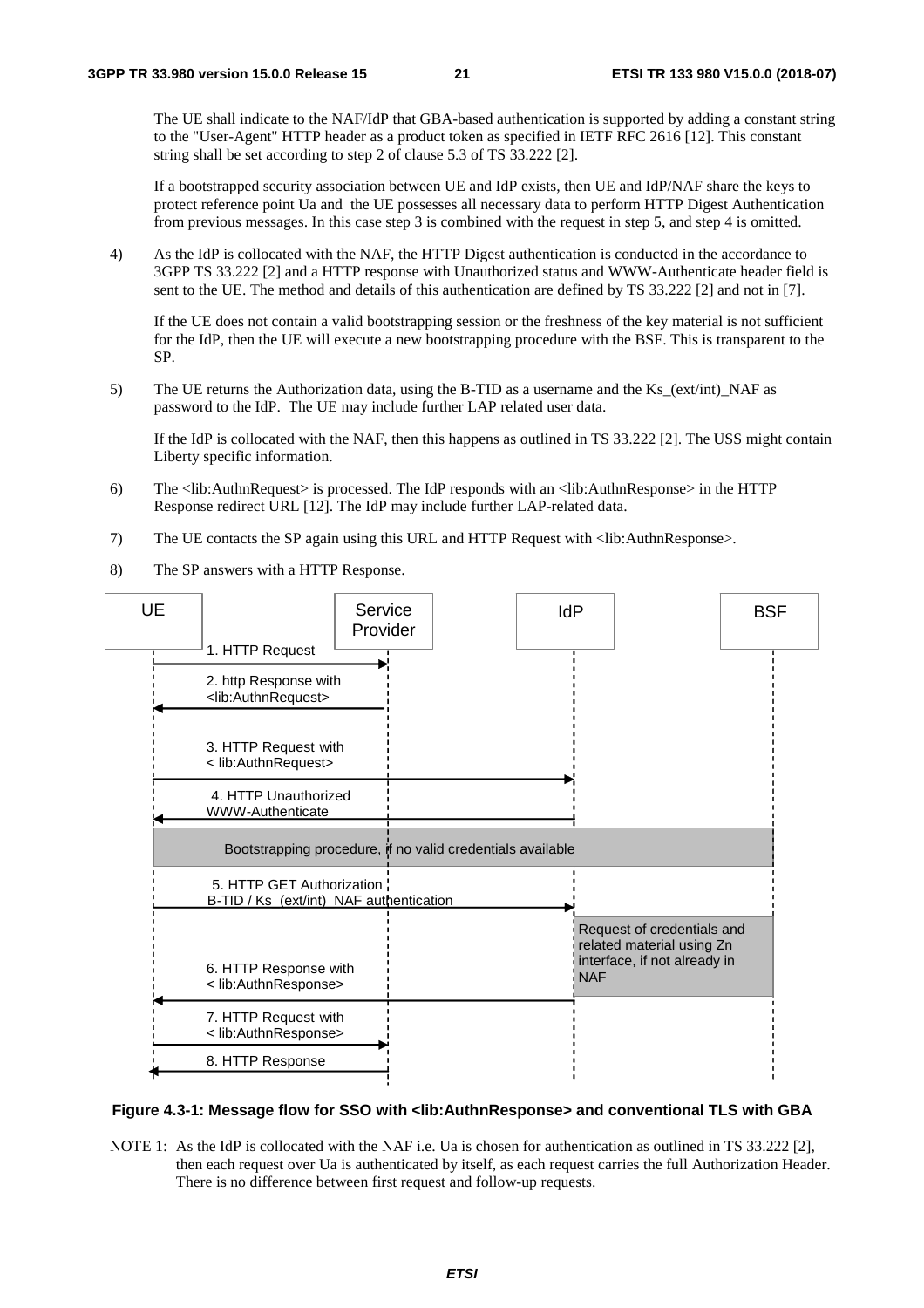The UE shall indicate to the NAF/IdP that GBA-based authentication is supported by adding a constant string to the "User-Agent" HTTP header as a product token as specified in IETF RFC 2616 [12]. This constant string shall be set according to step 2 of clause 5.3 of TS 33.222 [2].

If a bootstrapped security association between UE and IdP exists, then UE and IdP/NAF share the keys to protect reference point Ua and the UE possesses all necessary data to perform HTTP Digest Authentication from previous messages. In this case step 3 is combined with the request in step 5, and step 4 is omitted.

4) As the IdP is collocated with the NAF, the HTTP Digest authentication is conducted in the accordance to 3GPP TS 33.222 [2] and a HTTP response with Unauthorized status and WWW-Authenticate header field is sent to the UE. The method and details of this authentication are defined by TS 33.222 [2] and not in [7].

   If the UE does not contain a valid bootstrapping session or the freshness of the key material is not sufficient for the IdP, then the UE will execute a new bootstrapping procedure with the BSF. This is transparent to the SP.

5) The UE returns the Authorization data, using the B-TID as a username and the Ks_(ext/int)_NAF as password to the IdP. The UE may include further LAP related user data.

   If the IdP is collocated with the NAF, then this happens as outlined in TS 33.222 [2]. The USS might contain Liberty specific information.

6) The <lib:AuthnRequest> is processed. The IdP responds with an <lib:AuthnResponse> in the HTTP Response redirect URL [12]. The IdP may include further LAP-related data.

7) The UE contacts the SP again using this URL and HTTP Request with <lib:AuthnResponse>.

8) The SP answers with a HTTP Response.

UE | Service Provider | IdP | BSF

1. HTTP Request
2. http Response with <lib:AuthnRequest>
3. HTTP Request with < lib:AuthnRequest>
4. HTTP Unauthorized WWW-Authenticate
Bootstrapping procedure, if no valid credentials available
5. HTTP GET Authorization B-TID / Ks_(ext/int)_NAF authentication
Request of credentials and related material using Zn interface, if not already in NAF
6. HTTP Response with < lib:AuthnResponse>
7. HTTP Request with < lib:AuthnResponse>
8. HTTP Response

**Figure 4.3-1: Message flow for SSO with <lib:AuthnResponse> and conventional TLS with GBA**

NOTE 1: As the IdP is collocated with the NAF i.e. Ua is chosen for authentication as outlined in TS 33.222 [2], then each request over Ua is authenticated by itself, as each request carries the full Authorization Header. There is no difference between first request and follow-up requests.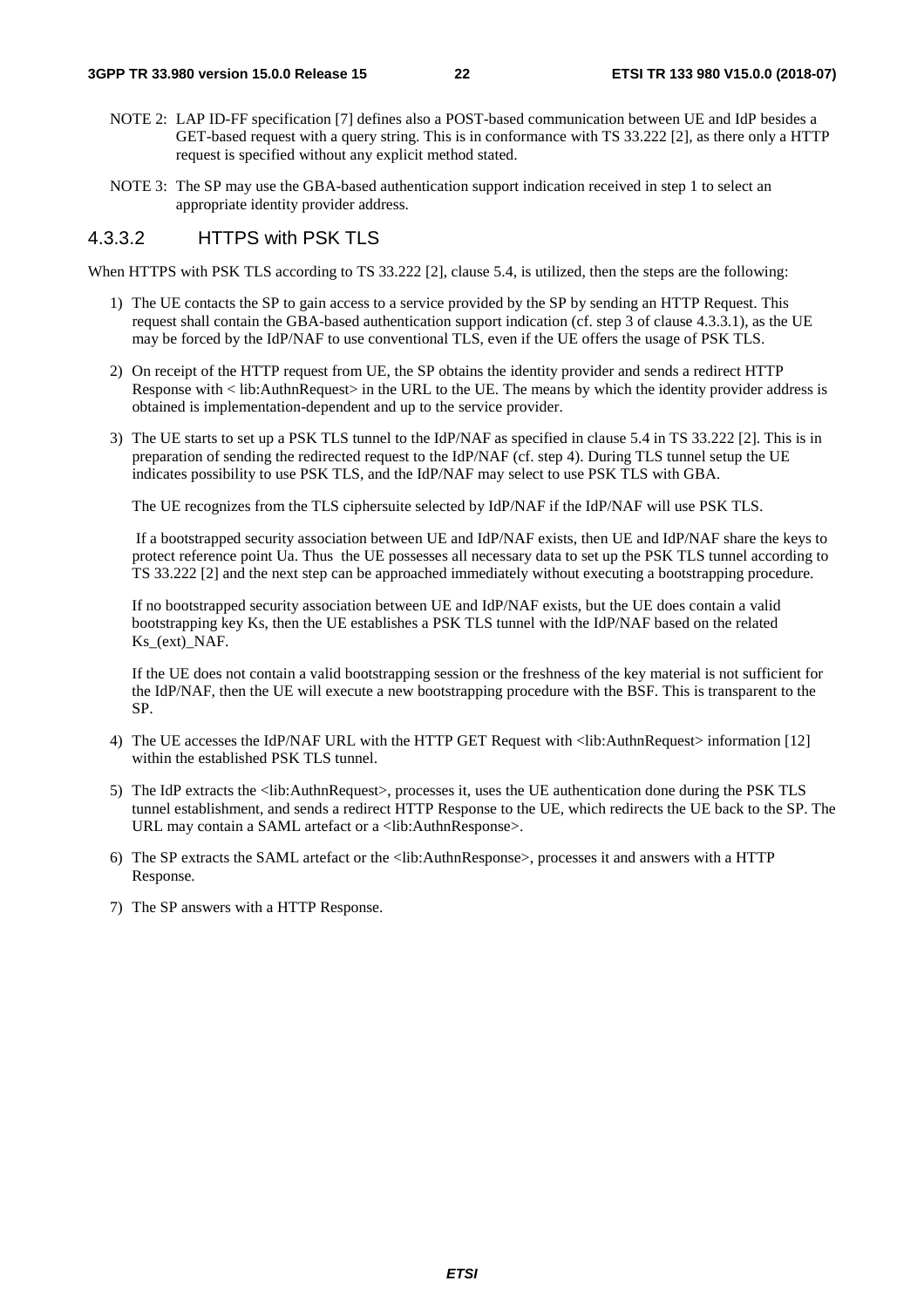NOTE 2: LAP ID-FF specification [7] defines also a POST-based communication between UE and IdP besides a GET-based request with a query string. This is in conformance with TS 33.222 [2], as there only a HTTP request is specified without any explicit method stated.

NOTE 3: The SP may use the GBA-based authentication support indication received in step 1 to select an appropriate identity provider address.

#### 4.3.3.2 HTTPS with PSK TLS

When HTTPS with PSK TLS according to TS 33.222 [2], clause 5.4, is utilized, then the steps are the following:

1) The UE contacts the SP to gain access to a service provided by the SP by sending an HTTP Request. This request shall contain the GBA-based authentication support indication (cf. step 3 of clause 4.3.3.1), as the UE may be forced by the IdP/NAF to use conventional TLS, even if the UE offers the usage of PSK TLS.

2) On receipt of the HTTP request from UE, the SP obtains the identity provider and sends a redirect HTTP Response with < lib:AuthnRequest> in the URL to the UE. The means by which the identity provider address is obtained is implementation-dependent and up to the service provider.

3) The UE starts to set up a PSK TLS tunnel to the IdP/NAF as specified in clause 5.4 in TS 33.222 [2]. This is in preparation of sending the redirected request to the IdP/NAF (cf. step 4). During TLS tunnel setup the UE indicates possibility to use PSK TLS, and the IdP/NAF may select to use PSK TLS with GBA.

   The UE recognizes from the TLS ciphersuite selected by IdP/NAF if the IdP/NAF will use PSK TLS.

   If a bootstrapped security association between UE and IdP/NAF exists, then UE and IdP/NAF share the keys to protect reference point Ua. Thus the UE possesses all necessary data to set up the PSK TLS tunnel according to TS 33.222 [2] and the next step can be approached immediately without executing a bootstrapping procedure.

   If no bootstrapped security association between UE and IdP/NAF exists, but the UE does contain a valid bootstrapping key Ks, then the UE establishes a PSK TLS tunnel with the IdP/NAF based on the related Ks_(ext)_NAF.

   If the UE does not contain a valid bootstrapping session or the freshness of the key material is not sufficient for the IdP/NAF, then the UE will execute a new bootstrapping procedure with the BSF. This is transparent to the SP.

4) The UE accesses the IdP/NAF URL with the HTTP GET Request with <lib:AuthnRequest> information [12] within the established PSK TLS tunnel.

5) The IdP extracts the <lib:AuthnRequest>, processes it, uses the UE authentication done during the PSK TLS tunnel establishment, and sends a redirect HTTP Response to the UE, which redirects the UE back to the SP. The URL may contain a SAML artefact or a <lib:AuthnResponse>.

6) The SP extracts the SAML artefact or the <lib:AuthnResponse>, processes it and answers with a HTTP Response.

7) The SP answers with a HTTP Response.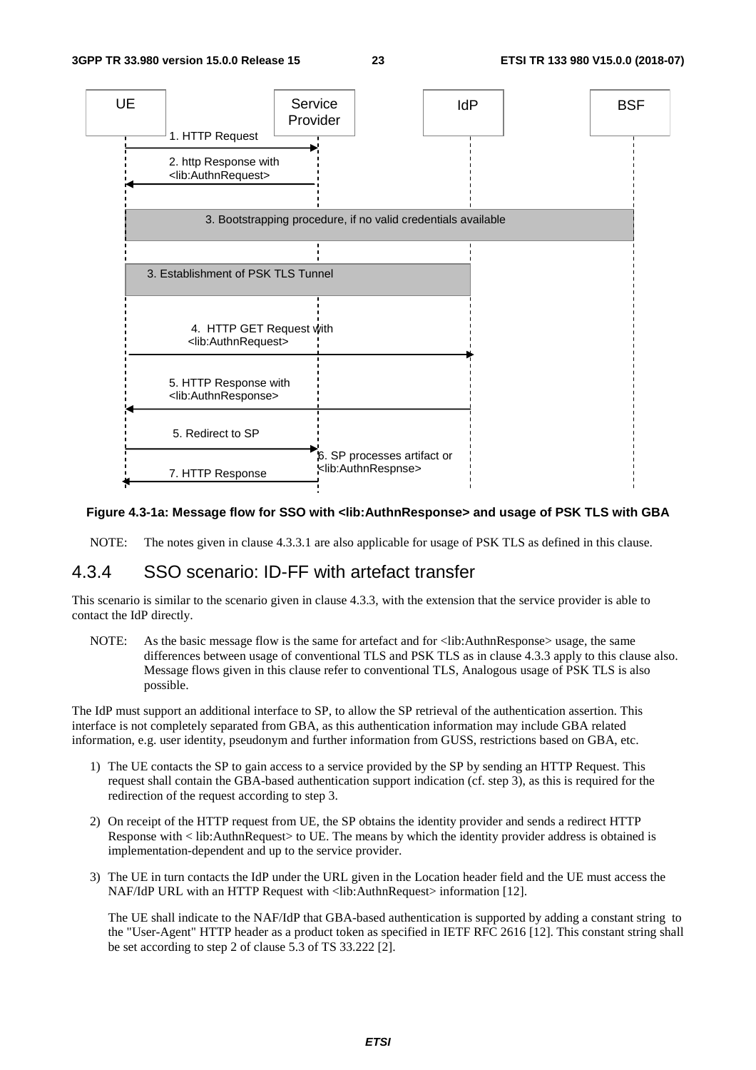**Figure 4.3-1a: Message flow for SSO with <lib:AuthnResponse> and usage of PSK TLS with GBA**

NOTE: The notes given in clause 4.3.3.1 are also applicable for usage of PSK TLS as defined in this clause.

## 4.3.4 SSO scenario: ID-FF with artefact transfer

This scenario is similar to the scenario given in clause 4.3.3, with the extension that the service provider is able to contact the IdP directly.

NOTE: As the basic message flow is the same for artefact and for <lib:AuthnResponse> usage, the same differences between usage of conventional TLS and PSK TLS as in clause 4.3.3 apply to this clause also. Message flows given in this clause refer to conventional TLS, Analogous usage of PSK TLS is also possible.

The IdP must support an additional interface to SP, to allow the SP retrieval of the authentication assertion. This interface is not completely separated from GBA, as this authentication information may include GBA related information, e.g. user identity, pseudonym and further information from GUSS, restrictions based on GBA, etc.

1) The UE contacts the SP to gain access to a service provided by the SP by sending an HTTP Request. This request shall contain the GBA-based authentication support indication (cf. step 3), as this is required for the redirection of the request according to step 3.

2) On receipt of the HTTP request from UE, the SP obtains the identity provider and sends a redirect HTTP Response with < lib:AuthnRequest> to UE. The means by which the identity provider address is obtained is implementation-dependent and up to the service provider.

3) The UE in turn contacts the IdP under the URL given in the Location header field and the UE must access the NAF/IdP URL with an HTTP Request with <lib:AuthnRequest> information [12].

   The UE shall indicate to the NAF/IdP that GBA-based authentication is supported by adding a constant string to the "User-Agent" HTTP header as a product token as specified in IETF RFC 2616 [12]. This constant string shall be set according to step 2 of clause 5.3 of TS 33.222 [2].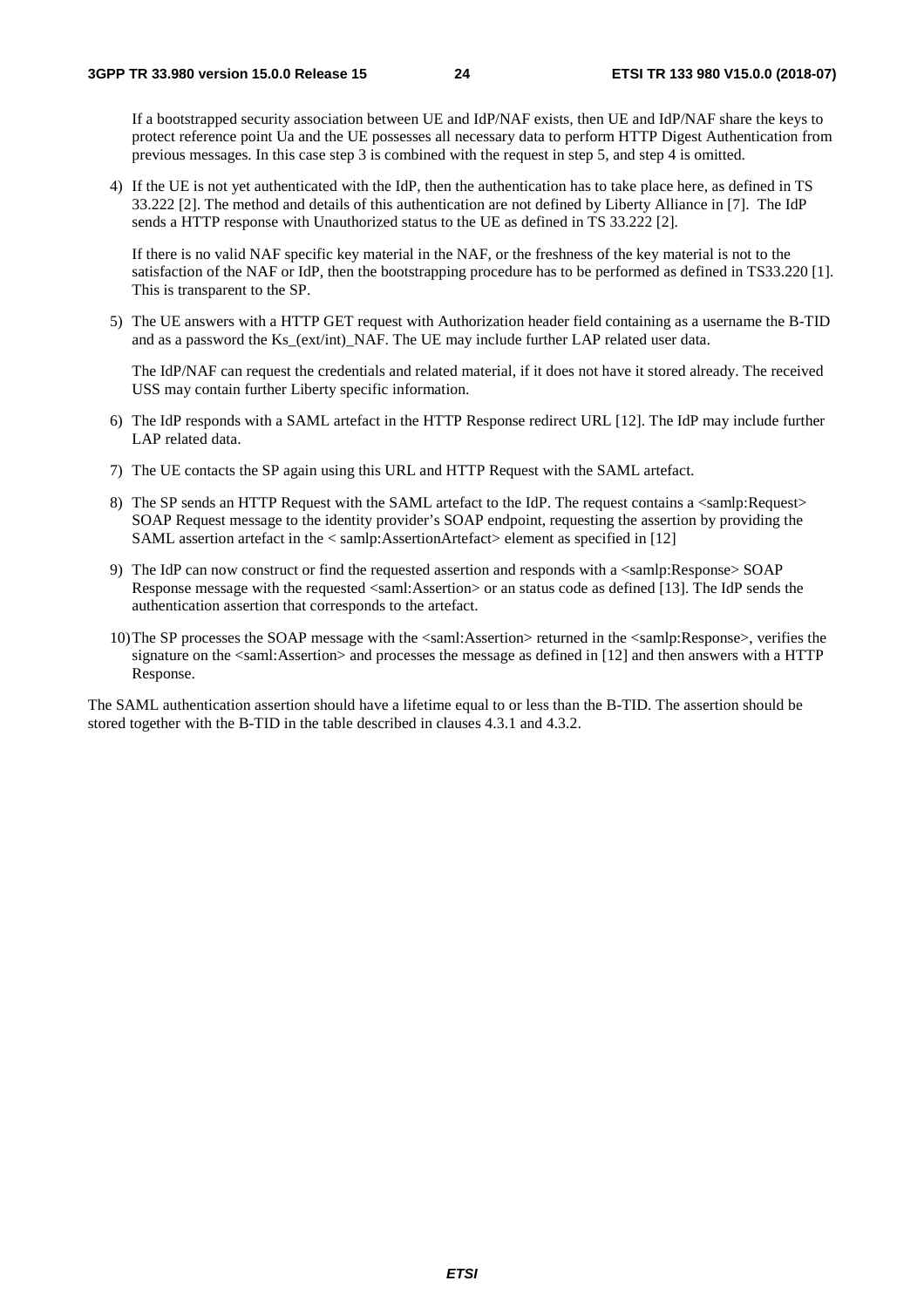If a bootstrapped security association between UE and IdP/NAF exists, then UE and IdP/NAF share the keys to protect reference point Ua and the UE possesses all necessary data to perform HTTP Digest Authentication from previous messages. In this case step 3 is combined with the request in step 5, and step 4 is omitted.

4) If the UE is not yet authenticated with the IdP, then the authentication has to take place here, as defined in TS 33.222 [2]. The method and details of this authentication are not defined by Liberty Alliance in [7]. The IdP sends a HTTP response with Unauthorized status to the UE as defined in TS 33.222 [2].

   If there is no valid NAF specific key material in the NAF, or the freshness of the key material is not to the satisfaction of the NAF or IdP, then the bootstrapping procedure has to be performed as defined in TS33.220 [1]. This is transparent to the SP.

5) The UE answers with a HTTP GET request with Authorization header field containing as a username the B-TID and as a password the Ks_(ext/int)_NAF. The UE may include further LAP related user data.

   The IdP/NAF can request the credentials and related material, if it does not have it stored already. The received USS may contain further Liberty specific information.

6) The IdP responds with a SAML artefact in the HTTP Response redirect URL [12]. The IdP may include further LAP related data.

7) The UE contacts the SP again using this URL and HTTP Request with the SAML artefact.

8) The SP sends an HTTP Request with the SAML artefact to the IdP. The request contains a <samlp:Request> SOAP Request message to the identity provider's SOAP endpoint, requesting the assertion by providing the SAML assertion artefact in the < samlp:AssertionArtefact> element as specified in [12]

9) The IdP can now construct or find the requested assertion and responds with a <samlp:Response> SOAP Response message with the requested <saml:Assertion> or an status code as defined [13]. The IdP sends the authentication assertion that corresponds to the artefact.

10) The SP processes the SOAP message with the <saml:Assertion> returned in the <samlp:Response>, verifies the signature on the <saml:Assertion> and processes the message as defined in [12] and then answers with a HTTP Response.

The SAML authentication assertion should have a lifetime equal to or less than the B-TID. The assertion should be stored together with the B-TID in the table described in clauses 4.3.1 and 4.3.2.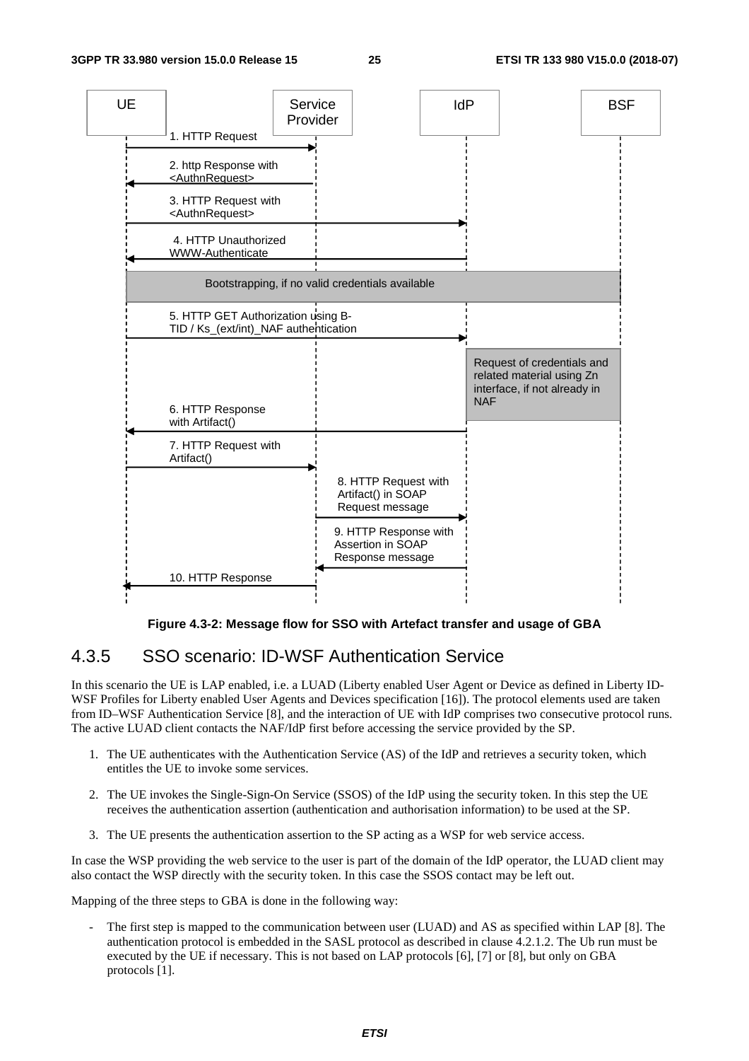| UE | Service Provider | IdP | BSF |
|---|---|---|---|

1. HTTP Request
2. http Response with <AuthnRequest>
3. HTTP Request with <AuthnRequest>
4. HTTP Unauthorized WWW-Authenticate

Bootstrapping, if no valid credentials available

5. HTTP GET Authorization using B-TID / Ks_(ext/int)_NAF authentication

Request of credentials and related material using Zn interface, if not already in NAF

6. HTTP Response with Artifact()
7. HTTP Request with Artifact()
8. HTTP Request with Artifact() in SOAP Request message
9. HTTP Response with Assertion in SOAP Response message
10. HTTP Response

**Figure 4.3-2: Message flow for SSO with Artefact transfer and usage of GBA**

### 4.3.5 SSO scenario: ID-WSF Authentication Service

In this scenario the UE is LAP enabled, i.e. a LUAD (Liberty enabled User Agent or Device as defined in Liberty ID-WSF Profiles for Liberty enabled User Agents and Devices specification [16]). The protocol elements used are taken from ID–WSF Authentication Service [8], and the interaction of UE with IdP comprises two consecutive protocol runs. The active LUAD client contacts the NAF/IdP first before accessing the service provided by the SP.

1. The UE authenticates with the Authentication Service (AS) of the IdP and retrieves a security token, which entitles the UE to invoke some services.

2. The UE invokes the Single-Sign-On Service (SSOS) of the IdP using the security token. In this step the UE receives the authentication assertion (authentication and authorisation information) to be used at the SP.

3. The UE presents the authentication assertion to the SP acting as a WSP for web service access.

In case the WSP providing the web service to the user is part of the domain of the IdP operator, the LUAD client may also contact the WSP directly with the security token. In this case the SSOS contact may be left out.

Mapping of the three steps to GBA is done in the following way:

- The first step is mapped to the communication between user (LUAD) and AS as specified within LAP [8]. The authentication protocol is embedded in the SASL protocol as described in clause 4.2.1.2. The Ub run must be executed by the UE if necessary. This is not based on LAP protocols [6], [7] or [8], but only on GBA protocols [1].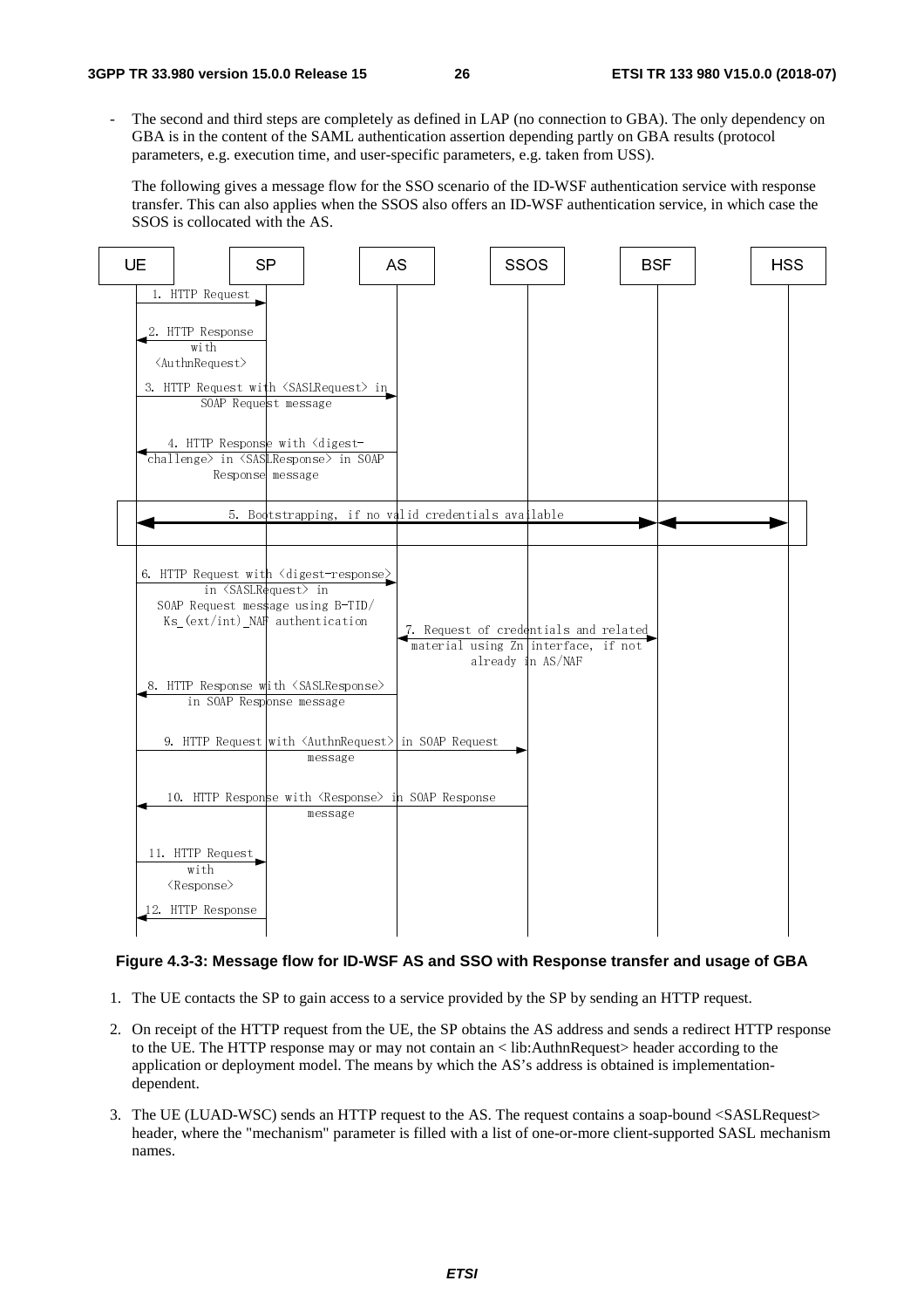- The second and third steps are completely as defined in LAP (no connection to GBA). The only dependency on GBA is in the content of the SAML authentication assertion depending partly on GBA results (protocol parameters, e.g. execution time, and user-specific parameters, e.g. taken from USS).

  The following gives a message flow for the SSO scenario of the ID-WSF authentication service with response transfer. This can also applies when the SSOS also offers an ID-WSF authentication service, in which case the SSOS is collocated with the AS.

**Figure 4.3-3: Message flow for ID-WSF AS and SSO with Response transfer and usage of GBA**

1. The UE contacts the SP to gain access to a service provided by the SP by sending an HTTP request.

2. On receipt of the HTTP request from the UE, the SP obtains the AS address and sends a redirect HTTP response to the UE. The HTTP response may or may not contain an < lib:AuthnRequest> header according to the application or deployment model. The means by which the AS's address is obtained is implementation-dependent.

3. The UE (LUAD-WSC) sends an HTTP request to the AS. The request contains a soap-bound <SASLRequest> header, where the "mechanism" parameter is filled with a list of one-or-more client-supported SASL mechanism names.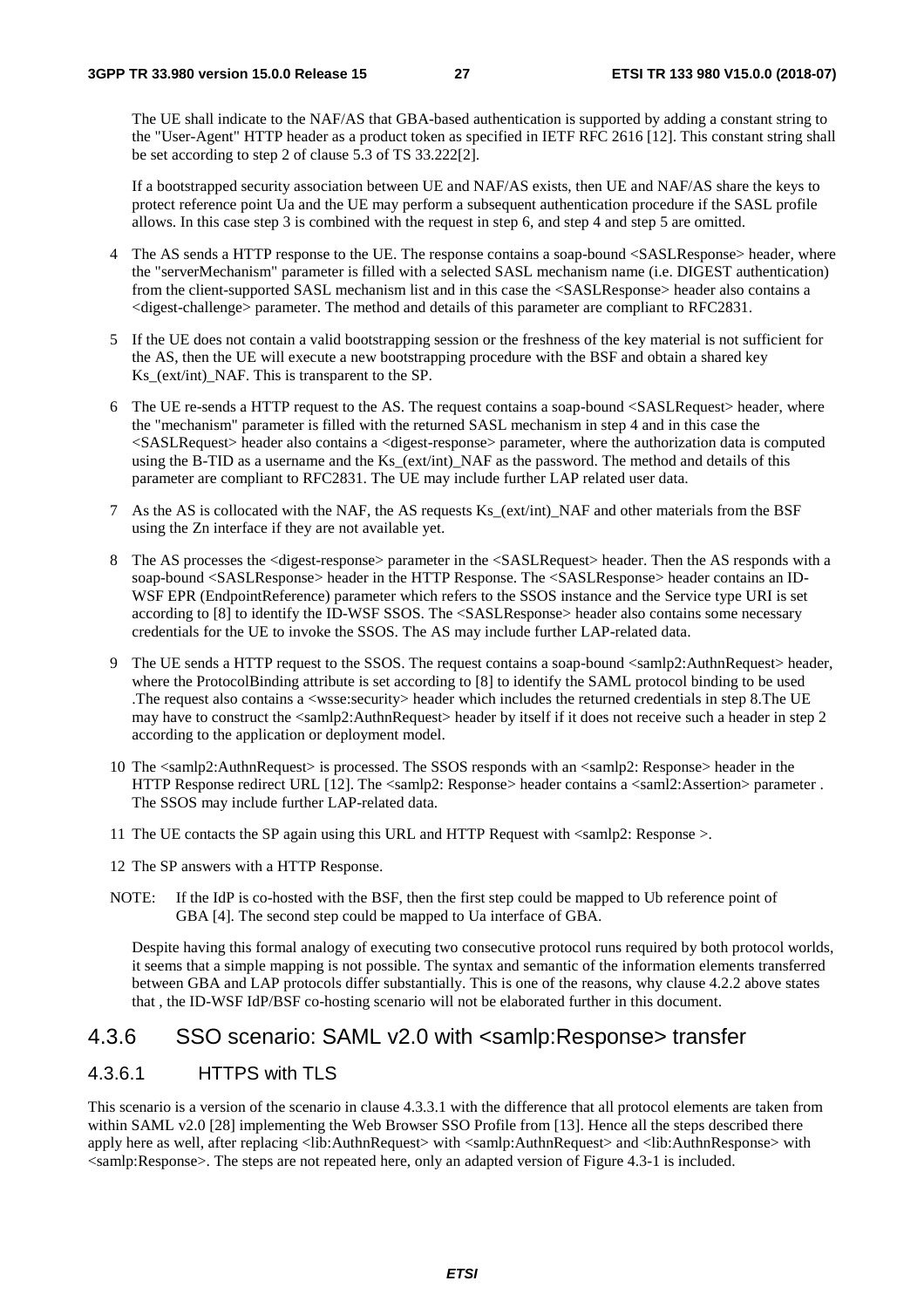The UE shall indicate to the NAF/AS that GBA-based authentication is supported by adding a constant string to the "User-Agent" HTTP header as a product token as specified in IETF RFC 2616 [12]. This constant string shall be set according to step 2 of clause 5.3 of TS 33.222[2].

If a bootstrapped security association between UE and NAF/AS exists, then UE and NAF/AS share the keys to protect reference point Ua and the UE may perform a subsequent authentication procedure if the SASL profile allows. In this case step 3 is combined with the request in step 6, and step 4 and step 5 are omitted.

4 The AS sends a HTTP response to the UE. The response contains a soap-bound <SASLResponse> header, where the "serverMechanism" parameter is filled with a selected SASL mechanism name (i.e. DIGEST authentication) from the client-supported SASL mechanism list and in this case the <SASLResponse> header also contains a <digest-challenge> parameter. The method and details of this parameter are compliant to RFC2831.

5 If the UE does not contain a valid bootstrapping session or the freshness of the key material is not sufficient for the AS, then the UE will execute a new bootstrapping procedure with the BSF and obtain a shared key Ks_(ext/int)_NAF. This is transparent to the SP.

6 The UE re-sends a HTTP request to the AS. The request contains a soap-bound <SASLRequest> header, where the "mechanism" parameter is filled with the returned SASL mechanism in step 4 and in this case the <SASLRequest> header also contains a <digest-response> parameter, where the authorization data is computed using the B-TID as a username and the Ks_(ext/int)_NAF as the password. The method and details of this parameter are compliant to RFC2831. The UE may include further LAP related user data.

7 As the AS is collocated with the NAF, the AS requests Ks_(ext/int)_NAF and other materials from the BSF using the Zn interface if they are not available yet.

8 The AS processes the <digest-response> parameter in the <SASLRequest> header. Then the AS responds with a soap-bound <SASLResponse> header in the HTTP Response. The <SASLResponse> header contains an ID-WSF EPR (EndpointReference) parameter which refers to the SSOS instance and the Service type URI is set according to [8] to identify the ID-WSF SSOS. The <SASLResponse> header also contains some necessary credentials for the UE to invoke the SSOS. The AS may include further LAP-related data.

9 The UE sends a HTTP request to the SSOS. The request contains a soap-bound <samlp2:AuthnRequest> header, where the ProtocolBinding attribute is set according to [8] to identify the SAML protocol binding to be used .The request also contains a <wsse:security> header which includes the returned credentials in step 8.The UE may have to construct the <samlp2:AuthnRequest> header by itself if it does not receive such a header in step 2 according to the application or deployment model.

10 The <samlp2:AuthnRequest> is processed. The SSOS responds with an <samlp2: Response> header in the HTTP Response redirect URL [12]. The <samlp2: Response> header contains a <saml2:Assertion> parameter . The SSOS may include further LAP-related data.

11 The UE contacts the SP again using this URL and HTTP Request with <samlp2: Response >.

12 The SP answers with a HTTP Response.

NOTE: If the IdP is co-hosted with the BSF, then the first step could be mapped to Ub reference point of GBA [4]. The second step could be mapped to Ua interface of GBA.

Despite having this formal analogy of executing two consecutive protocol runs required by both protocol worlds, it seems that a simple mapping is not possible. The syntax and semantic of the information elements transferred between GBA and LAP protocols differ substantially. This is one of the reasons, why clause 4.2.2 above states that , the ID-WSF IdP/BSF co-hosting scenario will not be elaborated further in this document.

## 4.3.6 SSO scenario: SAML v2.0 with <samlp:Response> transfer

### 4.3.6.1 HTTPS with TLS

This scenario is a version of the scenario in clause 4.3.3.1 with the difference that all protocol elements are taken from within SAML v2.0 [28] implementing the Web Browser SSO Profile from [13]. Hence all the steps described there apply here as well, after replacing <lib:AuthnRequest> with <samlp:AuthnRequest> and <lib:AuthnResponse> with <samlp:Response>. The steps are not repeated here, only an adapted version of Figure 4.3-1 is included.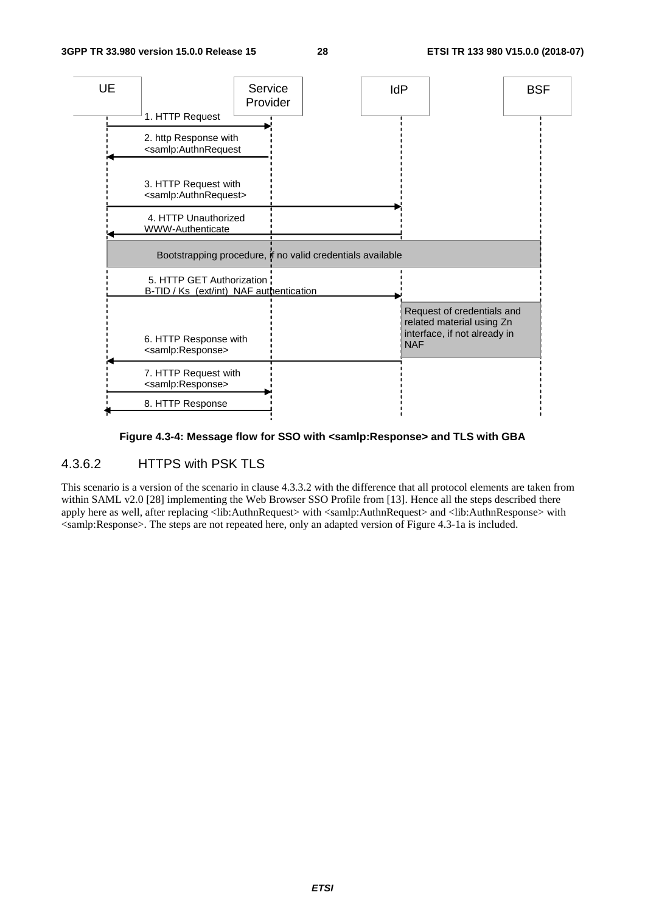| UE | Service Provider | IdP | BSF |
| --- | --- | --- | --- |

1. HTTP Request
2. http Response with <samlp:AuthnRequest
3. HTTP Request with <samlp:AuthnRequest>
4. HTTP Unauthorized WWW-Authenticate

Bootstrapping procedure, if no valid credentials available

5. HTTP GET Authorization B-TID / Ks (ext/int) NAF authentication

Request of credentials and related material using Zn interface, if not already in NAF

6. HTTP Response with <samlp:Response>
7. HTTP Request with <samlp:Response>
8. HTTP Response

**Figure 4.3-4: Message flow for SSO with <samlp:Response> and TLS with GBA**

#### 4.3.6.2 HTTPS with PSK TLS

This scenario is a version of the scenario in clause 4.3.3.2 with the difference that all protocol elements are taken from within SAML v2.0 [28] implementing the Web Browser SSO Profile from [13]. Hence all the steps described there apply here as well, after replacing <lib:AuthnRequest> with <samlp:AuthnRequest> and <lib:AuthnResponse> with <samlp:Response>. The steps are not repeated here, only an adapted version of Figure 4.3-1a is included.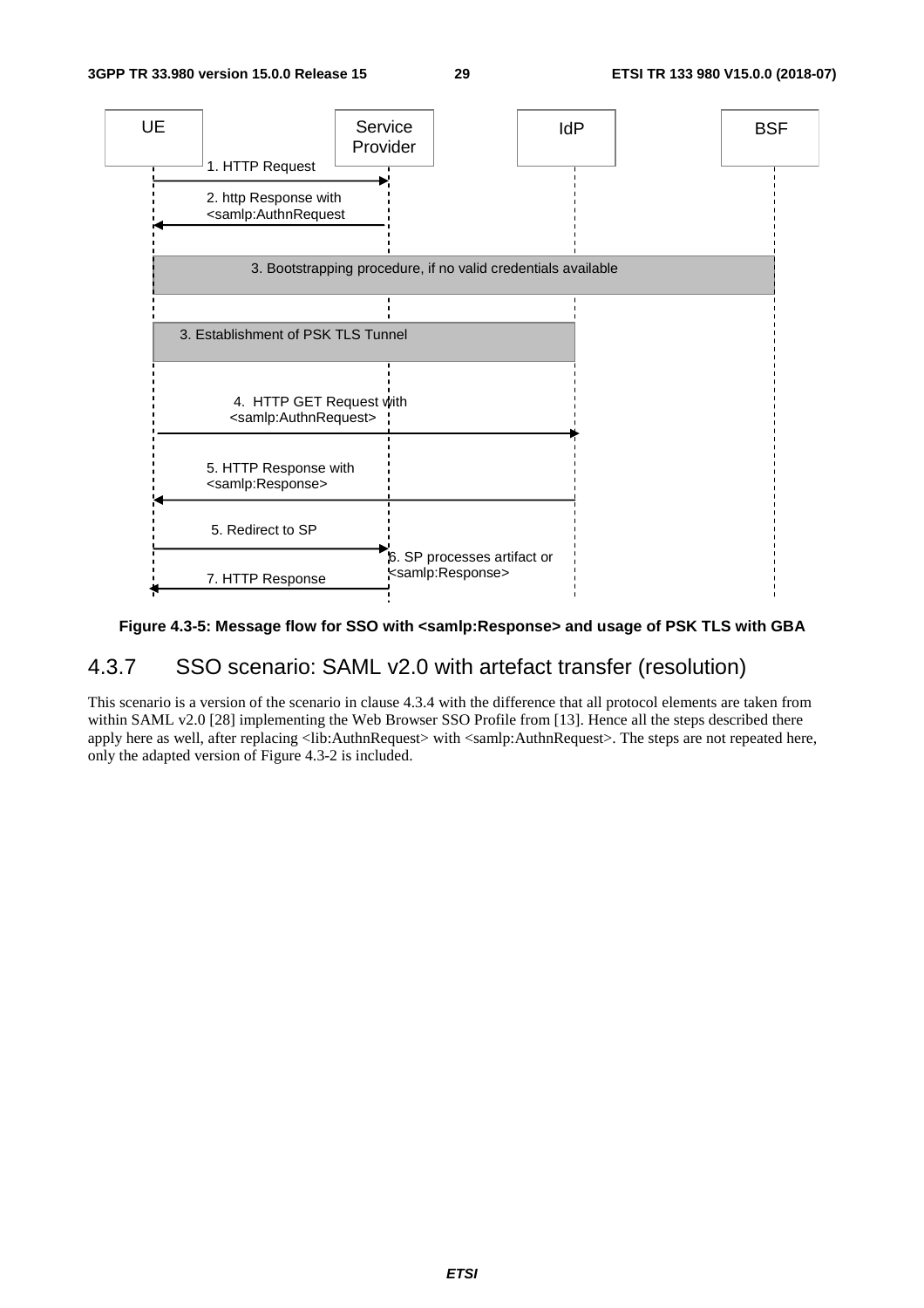Figure 4.3-5: Message flow for SSO with <samlp:Response> and usage of PSK TLS with GBA

### 4.3.7 SSO scenario: SAML v2.0 with artefact transfer (resolution)

This scenario is a version of the scenario in clause 4.3.4 with the difference that all protocol elements are taken from within SAML v2.0 [28] implementing the Web Browser SSO Profile from [13]. Hence all the steps described there apply here as well, after replacing <lib:AuthnRequest> with <samlp:AuthnRequest>. The steps are not repeated here, only the adapted version of Figure 4.3-2 is included.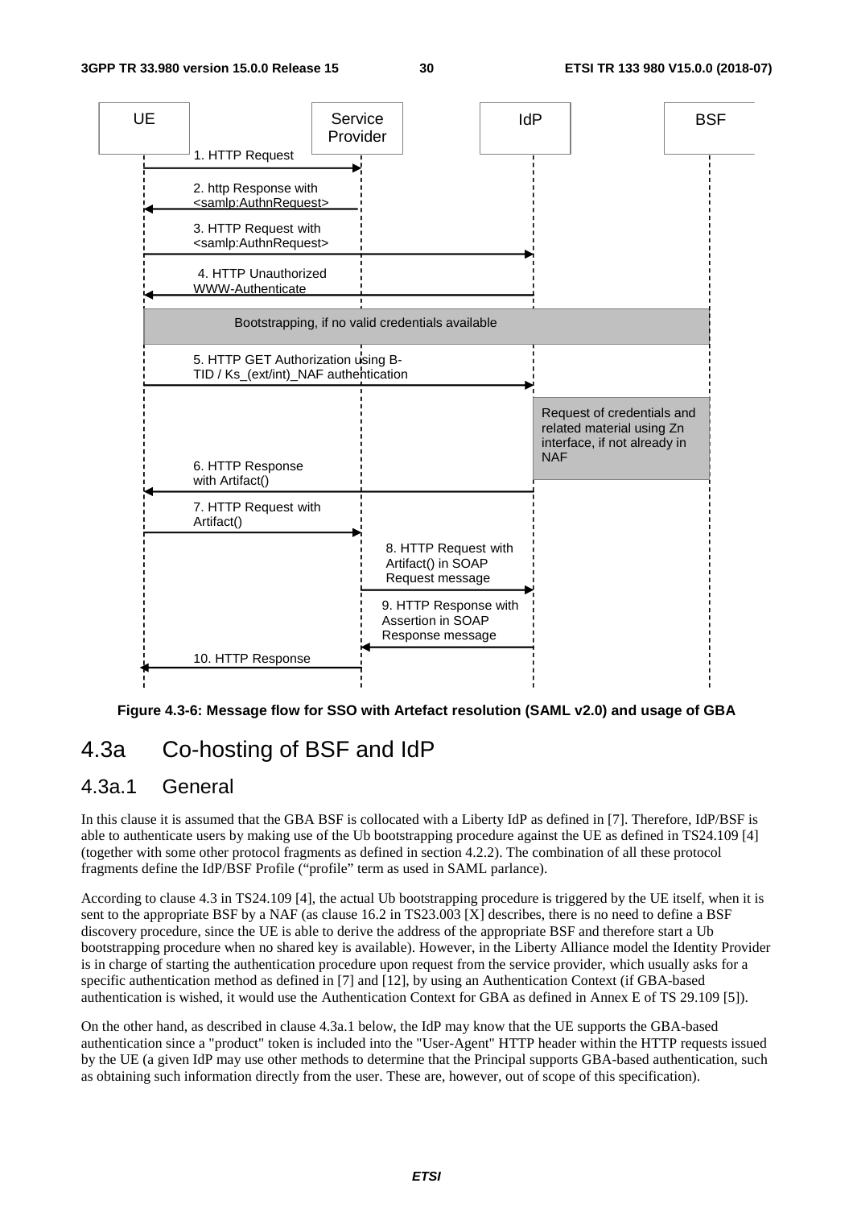Figure 4.3-6: Message flow for SSO with Artefact resolution (SAML v2.0) and usage of GBA

# 4.3a Co-hosting of BSF and IdP

## 4.3a.1 General

In this clause it is assumed that the GBA BSF is collocated with a Liberty IdP as defined in [7]. Therefore, IdP/BSF is able to authenticate users by making use of the Ub bootstrapping procedure against the UE as defined in TS24.109 [4] (together with some other protocol fragments as defined in section 4.2.2). The combination of all these protocol fragments define the IdP/BSF Profile ("profile" term as used in SAML parlance).

According to clause 4.3 in TS24.109 [4], the actual Ub bootstrapping procedure is triggered by the UE itself, when it is sent to the appropriate BSF by a NAF (as clause 16.2 in TS23.003 [X] describes, there is no need to define a BSF discovery procedure, since the UE is able to derive the address of the appropriate BSF and therefore start a Ub bootstrapping procedure when no shared key is available). However, in the Liberty Alliance model the Identity Provider is in charge of starting the authentication procedure upon request from the service provider, which usually asks for a specific authentication method as defined in [7] and [12], by using an Authentication Context (if GBA-based authentication is wished, it would use the Authentication Context for GBA as defined in Annex E of TS 29.109 [5]).

On the other hand, as described in clause 4.3a.1 below, the IdP may know that the UE supports the GBA-based authentication since a "product" token is included into the "User-Agent" HTTP header within the HTTP requests issued by the UE (a given IdP may use other methods to determine that the Principal supports GBA-based authentication, such as obtaining such information directly from the user. These are, however, out of scope of this specification).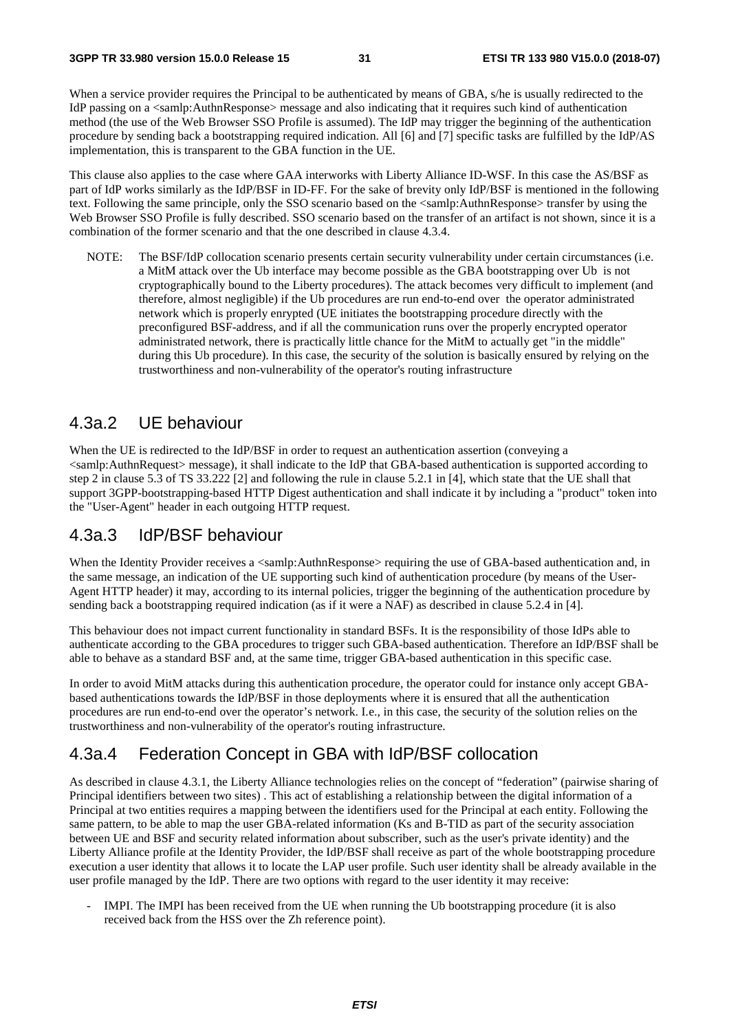When a service provider requires the Principal to be authenticated by means of GBA, s/he is usually redirected to the IdP passing on a <samlp:AuthnResponse> message and also indicating that it requires such kind of authentication method (the use of the Web Browser SSO Profile is assumed). The IdP may trigger the beginning of the authentication procedure by sending back a bootstrapping required indication. All [6] and [7] specific tasks are fulfilled by the IdP/AS implementation, this is transparent to the GBA function in the UE.

This clause also applies to the case where GAA interworks with Liberty Alliance ID-WSF. In this case the AS/BSF as part of IdP works similarly as the IdP/BSF in ID-FF. For the sake of brevity only IdP/BSF is mentioned in the following text. Following the same principle, only the SSO scenario based on the <samlp:AuthnResponse> transfer by using the Web Browser SSO Profile is fully described. SSO scenario based on the transfer of an artifact is not shown, since it is a combination of the former scenario and that the one described in clause 4.3.4.

NOTE: The BSF/IdP collocation scenario presents certain security vulnerability under certain circumstances (i.e. a MitM attack over the Ub interface may become possible as the GBA bootstrapping over Ub is not cryptographically bound to the Liberty procedures). The attack becomes very difficult to implement (and therefore, almost negligible) if the Ub procedures are run end-to-end over the operator administrated network which is properly enrypted (UE initiates the bootstrapping procedure directly with the preconfigured BSF-address, and if all the communication runs over the properly encrypted operator administrated network, there is practically little chance for the MitM to actually get "in the middle" during this Ub procedure). In this case, the security of the solution is basically ensured by relying on the trustworthiness and non-vulnerability of the operator's routing infrastructure

## 4.3a.2 UE behaviour

When the UE is redirected to the IdP/BSF in order to request an authentication assertion (conveying a <samlp:AuthnRequest> message), it shall indicate to the IdP that GBA-based authentication is supported according to step 2 in clause 5.3 of TS 33.222 [2] and following the rule in clause 5.2.1 in [4], which state that the UE shall that support 3GPP-bootstrapping-based HTTP Digest authentication and shall indicate it by including a "product" token into the "User-Agent" header in each outgoing HTTP request.

## 4.3a.3 IdP/BSF behaviour

When the Identity Provider receives a <samlp:AuthnResponse> requiring the use of GBA-based authentication and, in the same message, an indication of the UE supporting such kind of authentication procedure (by means of the User-Agent HTTP header) it may, according to its internal policies, trigger the beginning of the authentication procedure by sending back a bootstrapping required indication (as if it were a NAF) as described in clause 5.2.4 in [4].

This behaviour does not impact current functionality in standard BSFs. It is the responsibility of those IdPs able to authenticate according to the GBA procedures to trigger such GBA-based authentication. Therefore an IdP/BSF shall be able to behave as a standard BSF and, at the same time, trigger GBA-based authentication in this specific case.

In order to avoid MitM attacks during this authentication procedure, the operator could for instance only accept GBA-based authentications towards the IdP/BSF in those deployments where it is ensured that all the authentication procedures are run end-to-end over the operator's network. I.e., in this case, the security of the solution relies on the trustworthiness and non-vulnerability of the operator's routing infrastructure.

## 4.3a.4 Federation Concept in GBA with IdP/BSF collocation

As described in clause 4.3.1, the Liberty Alliance technologies relies on the concept of "federation" (pairwise sharing of Principal identifiers between two sites) . This act of establishing a relationship between the digital information of a Principal at two entities requires a mapping between the identifiers used for the Principal at each entity. Following the same pattern, to be able to map the user GBA-related information (Ks and B-TID as part of the security association between UE and BSF and security related information about subscriber, such as the user's private identity) and the Liberty Alliance profile at the Identity Provider, the IdP/BSF shall receive as part of the whole bootstrapping procedure execution a user identity that allows it to locate the LAP user profile. Such user identity shall be already available in the user profile managed by the IdP. There are two options with regard to the user identity it may receive:

- IMPI. The IMPI has been received from the UE when running the Ub bootstrapping procedure (it is also received back from the HSS over the Zh reference point).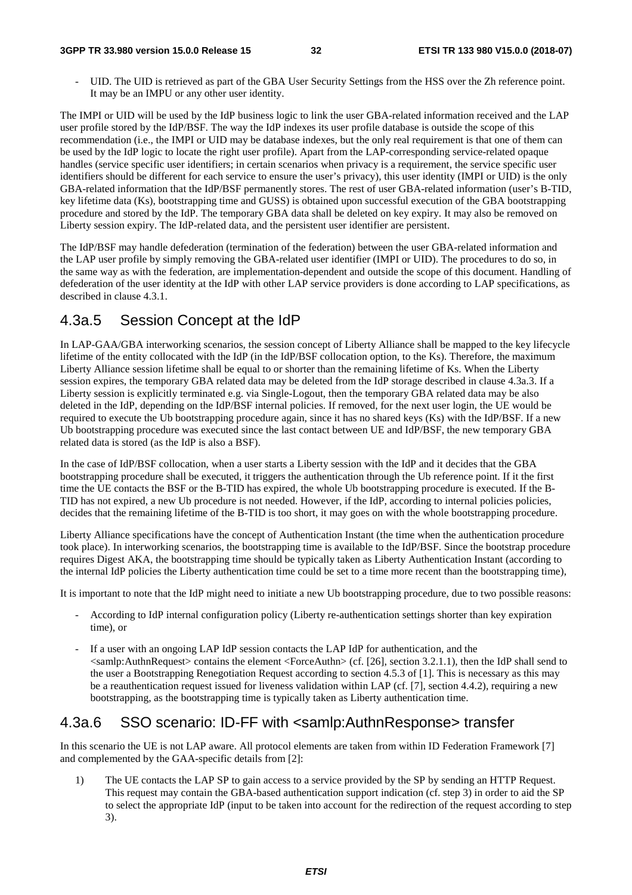- UID. The UID is retrieved as part of the GBA User Security Settings from the HSS over the Zh reference point. It may be an IMPU or any other user identity.

The IMPI or UID will be used by the IdP business logic to link the user GBA-related information received and the LAP user profile stored by the IdP/BSF. The way the IdP indexes its user profile database is outside the scope of this recommendation (i.e., the IMPI or UID may be database indexes, but the only real requirement is that one of them can be used by the IdP logic to locate the right user profile). Apart from the LAP-corresponding service-related opaque handles (service specific user identifiers; in certain scenarios when privacy is a requirement, the service specific user identifiers should be different for each service to ensure the user's privacy), this user identity (IMPI or UID) is the only GBA-related information that the IdP/BSF permanently stores. The rest of user GBA-related information (user's B-TID, key lifetime data (Ks), bootstrapping time and GUSS) is obtained upon successful execution of the GBA bootstrapping procedure and stored by the IdP. The temporary GBA data shall be deleted on key expiry. It may also be removed on Liberty session expiry. The IdP-related data, and the persistent user identifier are persistent.

The IdP/BSF may handle defederation (termination of the federation) between the user GBA-related information and the LAP user profile by simply removing the GBA-related user identifier (IMPI or UID). The procedures to do so, in the same way as with the federation, are implementation-dependent and outside the scope of this document. Handling of defederation of the user identity at the IdP with other LAP service providers is done according to LAP specifications, as described in clause 4.3.1.

## 4.3a.5 Session Concept at the IdP

In LAP-GAA/GBA interworking scenarios, the session concept of Liberty Alliance shall be mapped to the key lifecycle lifetime of the entity collocated with the IdP (in the IdP/BSF collocation option, to the Ks). Therefore, the maximum Liberty Alliance session lifetime shall be equal to or shorter than the remaining lifetime of Ks. When the Liberty session expires, the temporary GBA related data may be deleted from the IdP storage described in clause 4.3a.3. If a Liberty session is explicitly terminated e.g. via Single-Logout, then the temporary GBA related data may be also deleted in the IdP, depending on the IdP/BSF internal policies. If removed, for the next user login, the UE would be required to execute the Ub bootstrapping procedure again, since it has no shared keys (Ks) with the IdP/BSF. If a new Ub bootstrapping procedure was executed since the last contact between UE and IdP/BSF, the new temporary GBA related data is stored (as the IdP is also a BSF).

In the case of IdP/BSF collocation, when a user starts a Liberty session with the IdP and it decides that the GBA bootstrapping procedure shall be executed, it triggers the authentication through the Ub reference point. If it the first time the UE contacts the BSF or the B-TID has expired, the whole Ub bootstrapping procedure is executed. If the B-TID has not expired, a new Ub procedure is not needed. However, if the IdP, according to internal policies policies, decides that the remaining lifetime of the B-TID is too short, it may goes on with the whole bootstrapping procedure.

Liberty Alliance specifications have the concept of Authentication Instant (the time when the authentication procedure took place). In interworking scenarios, the bootstrapping time is available to the IdP/BSF. Since the bootstrap procedure requires Digest AKA, the bootstrapping time should be typically taken as Liberty Authentication Instant (according to the internal IdP policies the Liberty authentication time could be set to a time more recent than the bootstrapping time),

It is important to note that the IdP might need to initiate a new Ub bootstrapping procedure, due to two possible reasons:

- According to IdP internal configuration policy (Liberty re-authentication settings shorter than key expiration time), or
- If a user with an ongoing LAP IdP session contacts the LAP IdP for authentication, and the <samlp:AuthnRequest> contains the element <ForceAuthn> (cf. [26], section 3.2.1.1), then the IdP shall send to the user a Bootstrapping Renegotiation Request according to section 4.5.3 of [1]. This is necessary as this may be a reauthentication request issued for liveness validation within LAP (cf. [7], section 4.4.2), requiring a new bootstrapping, as the bootstrapping time is typically taken as Liberty authentication time.

## 4.3a.6 SSO scenario: ID-FF with <samlp:AuthnResponse> transfer

In this scenario the UE is not LAP aware. All protocol elements are taken from within ID Federation Framework [7] and complemented by the GAA-specific details from [2]:

1) The UE contacts the LAP SP to gain access to a service provided by the SP by sending an HTTP Request. This request may contain the GBA-based authentication support indication (cf. step 3) in order to aid the SP to select the appropriate IdP (input to be taken into account for the redirection of the request according to step 3).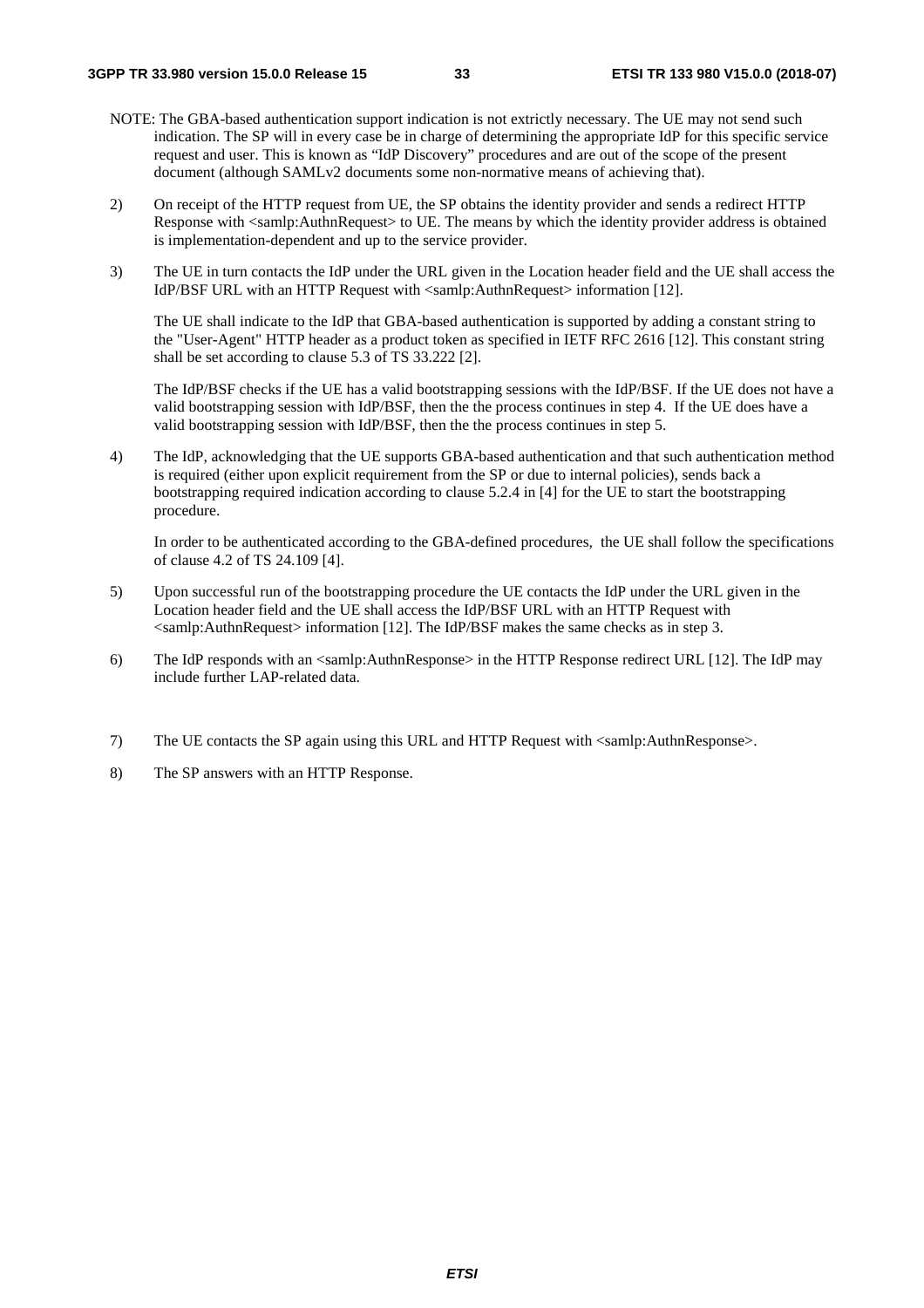NOTE: The GBA-based authentication support indication is not extrictly necessary. The UE may not send such indication. The SP will in every case be in charge of determining the appropriate IdP for this specific service request and user. This is known as "IdP Discovery" procedures and are out of the scope of the present document (although SAMLv2 documents some non-normative means of achieving that).

2) On receipt of the HTTP request from UE, the SP obtains the identity provider and sends a redirect HTTP Response with <samlp:AuthnRequest> to UE. The means by which the identity provider address is obtained is implementation-dependent and up to the service provider.

3) The UE in turn contacts the IdP under the URL given in the Location header field and the UE shall access the IdP/BSF URL with an HTTP Request with <samlp:AuthnRequest> information [12].

   The UE shall indicate to the IdP that GBA-based authentication is supported by adding a constant string to the "User-Agent" HTTP header as a product token as specified in IETF RFC 2616 [12]. This constant string shall be set according to clause 5.3 of TS 33.222 [2].

   The IdP/BSF checks if the UE has a valid bootstrapping sessions with the IdP/BSF. If the UE does not have a valid bootstrapping session with IdP/BSF, then the the process continues in step 4. If the UE does have a valid bootstrapping session with IdP/BSF, then the the process continues in step 5.

4) The IdP, acknowledging that the UE supports GBA-based authentication and that such authentication method is required (either upon explicit requirement from the SP or due to internal policies), sends back a bootstrapping required indication according to clause 5.2.4 in [4] for the UE to start the bootstrapping procedure.

   In order to be authenticated according to the GBA-defined procedures, the UE shall follow the specifications of clause 4.2 of TS 24.109 [4].

5) Upon successful run of the bootstrapping procedure the UE contacts the IdP under the URL given in the Location header field and the UE shall access the IdP/BSF URL with an HTTP Request with <samlp:AuthnRequest> information [12]. The IdP/BSF makes the same checks as in step 3.

6) The IdP responds with an <samlp:AuthnResponse> in the HTTP Response redirect URL [12]. The IdP may include further LAP-related data.

7) The UE contacts the SP again using this URL and HTTP Request with <samlp:AuthnResponse>.

8) The SP answers with an HTTP Response.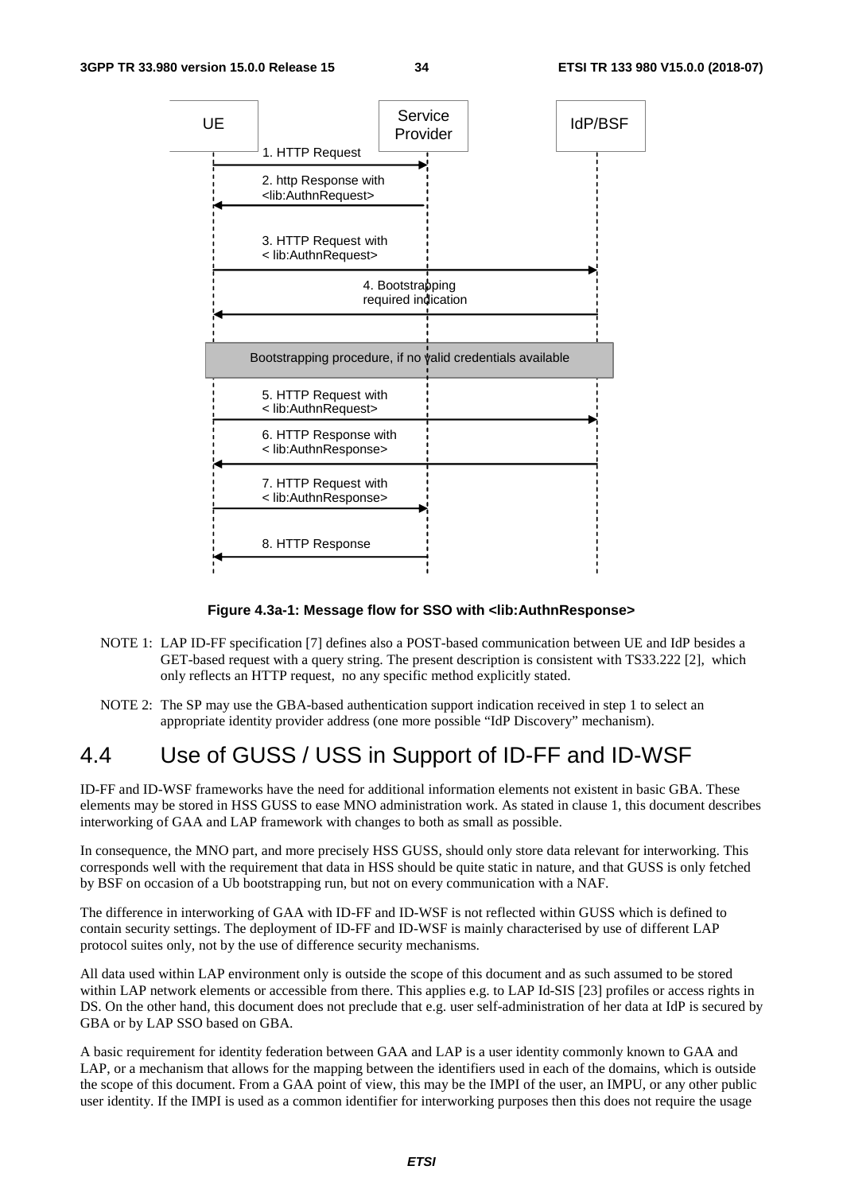| UE | Service Provider | IdP/BSF |
|---|---|---|
| 1. HTTP Request → | | |
| ← 2. http Response with <lib:AuthnRequest> | | |
| 3. HTTP Request with < lib:AuthnRequest> → | | → |
| ← 4. Bootstrapping required indication | | |
| Bootstrapping procedure, if no valid credentials available | | |
| 5. HTTP Request with < lib:AuthnRequest> → | | → |
| ← 6. HTTP Response with < lib:AuthnResponse> | | |
| 7. HTTP Request with < lib:AuthnResponse> → | → | |
| ← 8. HTTP Response | | |

**Figure 4.3a-1: Message flow for SSO with <lib:AuthnResponse>**

NOTE 1: LAP ID-FF specification [7] defines also a POST-based communication between UE and IdP besides a GET-based request with a query string. The present description is consistent with TS33.222 [2], which only reflects an HTTP request, no any specific method explicitly stated.

NOTE 2: The SP may use the GBA-based authentication support indication received in step 1 to select an appropriate identity provider address (one more possible "IdP Discovery" mechanism).

# 4.4 Use of GUSS / USS in Support of ID-FF and ID-WSF

ID-FF and ID-WSF frameworks have the need for additional information elements not existent in basic GBA. These elements may be stored in HSS GUSS to ease MNO administration work. As stated in clause 1, this document describes interworking of GAA and LAP framework with changes to both as small as possible.

In consequence, the MNO part, and more precisely HSS GUSS, should only store data relevant for interworking. This corresponds well with the requirement that data in HSS should be quite static in nature, and that GUSS is only fetched by BSF on occasion of a Ub bootstrapping run, but not on every communication with a NAF.

The difference in interworking of GAA with ID-FF and ID-WSF is not reflected within GUSS which is defined to contain security settings. The deployment of ID-FF and ID-WSF is mainly characterised by use of different LAP protocol suites only, not by the use of difference security mechanisms.

All data used within LAP environment only is outside the scope of this document and as such assumed to be stored within LAP network elements or accessible from there. This applies e.g. to LAP Id-SIS [23] profiles or access rights in DS. On the other hand, this document does not preclude that e.g. user self-administration of her data at IdP is secured by GBA or by LAP SSO based on GBA.

A basic requirement for identity federation between GAA and LAP is a user identity commonly known to GAA and LAP, or a mechanism that allows for the mapping between the identifiers used in each of the domains, which is outside the scope of this document. From a GAA point of view, this may be the IMPI of the user, an IMPU, or any other public user identity. If the IMPI is used as a common identifier for interworking purposes then this does not require the usage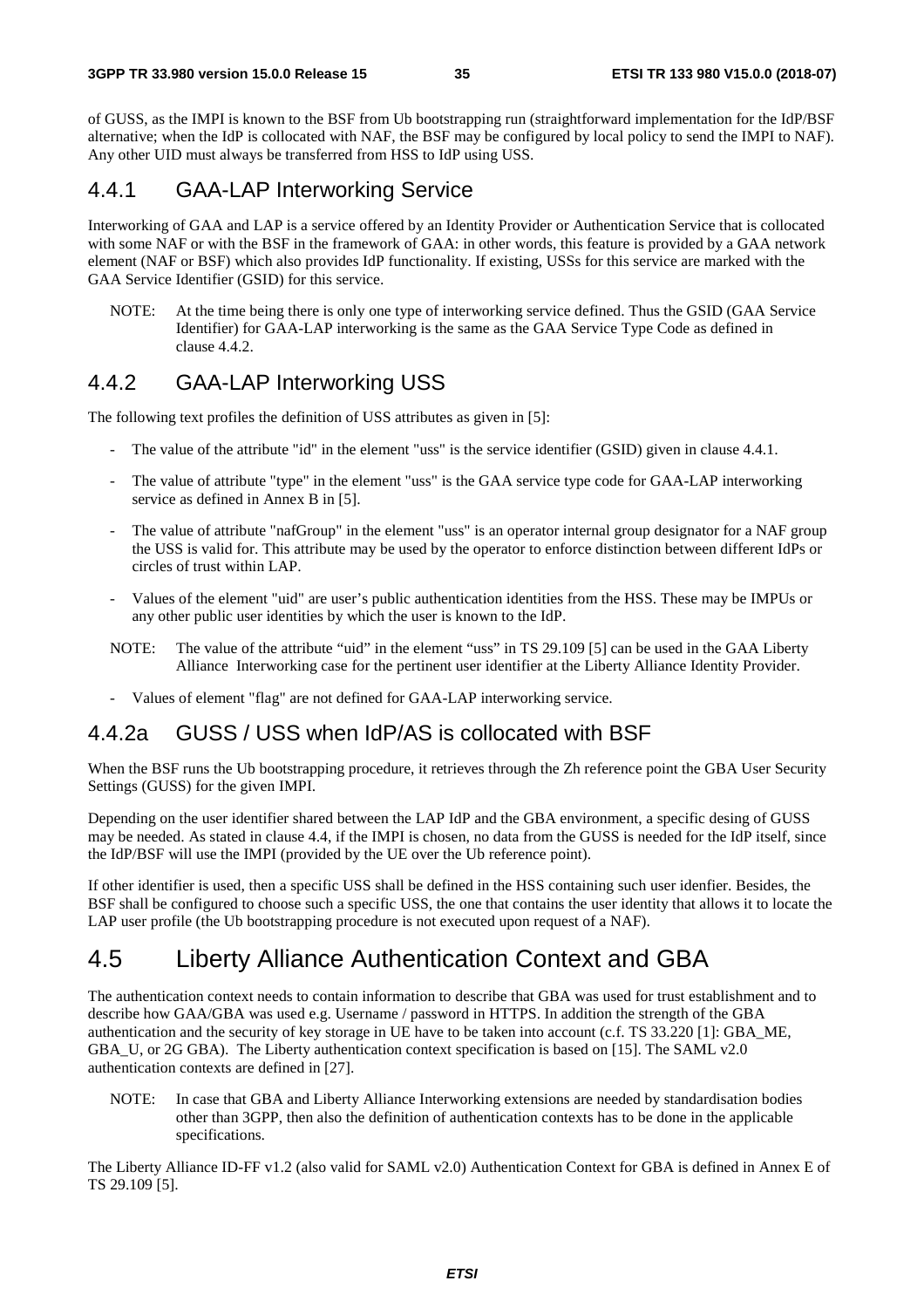of GUSS, as the IMPI is known to the BSF from Ub bootstrapping run (straightforward implementation for the IdP/BSF alternative; when the IdP is collocated with NAF, the BSF may be configured by local policy to send the IMPI to NAF). Any other UID must always be transferred from HSS to IdP using USS.

### 4.4.1 GAA-LAP Interworking Service

Interworking of GAA and LAP is a service offered by an Identity Provider or Authentication Service that is collocated with some NAF or with the BSF in the framework of GAA: in other words, this feature is provided by a GAA network element (NAF or BSF) which also provides IdP functionality. If existing, USSs for this service are marked with the GAA Service Identifier (GSID) for this service.

NOTE: At the time being there is only one type of interworking service defined. Thus the GSID (GAA Service Identifier) for GAA-LAP interworking is the same as the GAA Service Type Code as defined in clause 4.4.2.

### 4.4.2 GAA-LAP Interworking USS

The following text profiles the definition of USS attributes as given in [5]:

- The value of the attribute "id" in the element "uss" is the service identifier (GSID) given in clause 4.4.1.
- The value of attribute "type" in the element "uss" is the GAA service type code for GAA-LAP interworking service as defined in Annex B in [5].
- The value of attribute "nafGroup" in the element "uss" is an operator internal group designator for a NAF group the USS is valid for. This attribute may be used by the operator to enforce distinction between different IdPs or circles of trust within LAP.
- Values of the element "uid" are user's public authentication identities from the HSS. These may be IMPUs or any other public user identities by which the user is known to the IdP.

NOTE: The value of the attribute "uid" in the element "uss" in TS 29.109 [5] can be used in the GAA Liberty Alliance Interworking case for the pertinent user identifier at the Liberty Alliance Identity Provider.

- Values of element "flag" are not defined for GAA-LAP interworking service.

### 4.4.2a GUSS / USS when IdP/AS is collocated with BSF

When the BSF runs the Ub bootstrapping procedure, it retrieves through the Zh reference point the GBA User Security Settings (GUSS) for the given IMPI.

Depending on the user identifier shared between the LAP IdP and the GBA environment, a specific desing of GUSS may be needed. As stated in clause 4.4, if the IMPI is chosen, no data from the GUSS is needed for the IdP itself, since the IdP/BSF will use the IMPI (provided by the UE over the Ub reference point).

If other identifier is used, then a specific USS shall be defined in the HSS containing such user idenfier. Besides, the BSF shall be configured to choose such a specific USS, the one that contains the user identity that allows it to locate the LAP user profile (the Ub bootstrapping procedure is not executed upon request of a NAF).

## 4.5 Liberty Alliance Authentication Context and GBA

The authentication context needs to contain information to describe that GBA was used for trust establishment and to describe how GAA/GBA was used e.g. Username / password in HTTPS. In addition the strength of the GBA authentication and the security of key storage in UE have to be taken into account (c.f. TS 33.220 [1]: GBA_ME, GBA_U, or 2G GBA). The Liberty authentication context specification is based on [15]. The SAML v2.0 authentication contexts are defined in [27].

NOTE: In case that GBA and Liberty Alliance Interworking extensions are needed by standardisation bodies other than 3GPP, then also the definition of authentication contexts has to be done in the applicable specifications.

The Liberty Alliance ID-FF v1.2 (also valid for SAML v2.0) Authentication Context for GBA is defined in Annex E of TS 29.109 [5].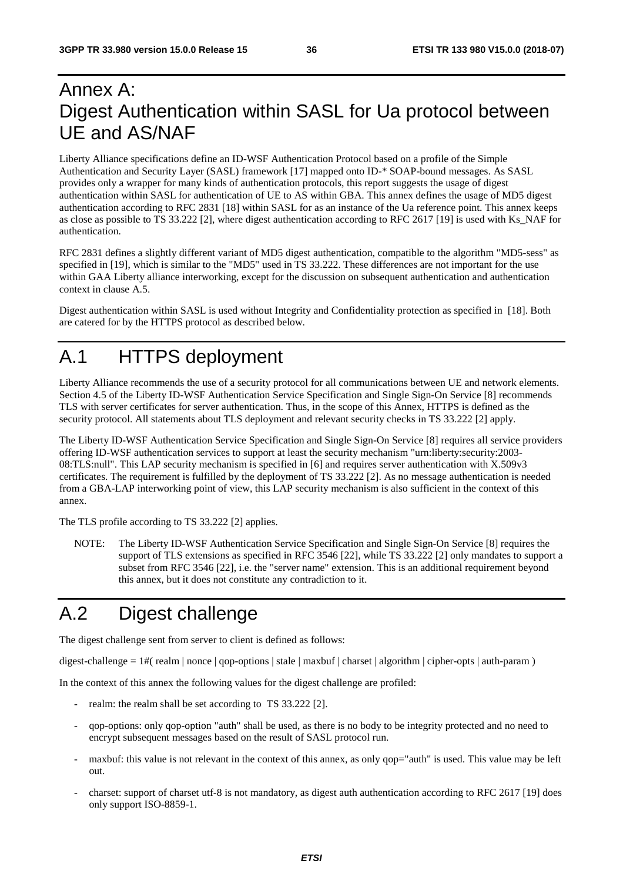# Annex A: Digest Authentication within SASL for Ua protocol between UE and AS/NAF

Liberty Alliance specifications define an ID-WSF Authentication Protocol based on a profile of the Simple Authentication and Security Layer (SASL) framework [17] mapped onto ID-* SOAP-bound messages. As SASL provides only a wrapper for many kinds of authentication protocols, this report suggests the usage of digest authentication within SASL for authentication of UE to AS within GBA. This annex defines the usage of MD5 digest authentication according to RFC 2831 [18] within SASL for as an instance of the Ua reference point. This annex keeps as close as possible to TS 33.222 [2], where digest authentication according to RFC 2617 [19] is used with Ks_NAF for authentication.

RFC 2831 defines a slightly different variant of MD5 digest authentication, compatible to the algorithm "MD5-sess" as specified in [19], which is similar to the "MD5" used in TS 33.222. These differences are not important for the use within GAA Liberty alliance interworking, except for the discussion on subsequent authentication and authentication context in clause A.5.

Digest authentication within SASL is used without Integrity and Confidentiality protection as specified in [18]. Both are catered for by the HTTPS protocol as described below.

# A.1 HTTPS deployment

Liberty Alliance recommends the use of a security protocol for all communications between UE and network elements. Section 4.5 of the Liberty ID-WSF Authentication Service Specification and Single Sign-On Service [8] recommends TLS with server certificates for server authentication. Thus, in the scope of this Annex, HTTPS is defined as the security protocol. All statements about TLS deployment and relevant security checks in TS 33.222 [2] apply.

The Liberty ID-WSF Authentication Service Specification and Single Sign-On Service [8] requires all service providers offering ID-WSF authentication services to support at least the security mechanism "urn:liberty:security:2003-08:TLS:null". This LAP security mechanism is specified in [6] and requires server authentication with X.509v3 certificates. The requirement is fulfilled by the deployment of TS 33.222 [2]. As no message authentication is needed from a GBA-LAP interworking point of view, this LAP security mechanism is also sufficient in the context of this annex.

The TLS profile according to TS 33.222 [2] applies.

NOTE: The Liberty ID-WSF Authentication Service Specification and Single Sign-On Service [8] requires the support of TLS extensions as specified in RFC 3546 [22], while TS 33.222 [2] only mandates to support a subset from RFC 3546 [22], i.e. the "server name" extension. This is an additional requirement beyond this annex, but it does not constitute any contradiction to it.

# A.2 Digest challenge

The digest challenge sent from server to client is defined as follows:

digest-challenge = 1#( realm | nonce | qop-options | stale | maxbuf | charset | algorithm | cipher-opts | auth-param )

In the context of this annex the following values for the digest challenge are profiled:

- realm: the realm shall be set according to TS 33.222 [2].
- qop-options: only qop-option "auth" shall be used, as there is no body to be integrity protected and no need to encrypt subsequent messages based on the result of SASL protocol run.
- maxbuf: this value is not relevant in the context of this annex, as only qop="auth" is used. This value may be left out.
- charset: support of charset utf-8 is not mandatory, as digest auth authentication according to RFC 2617 [19] does only support ISO-8859-1.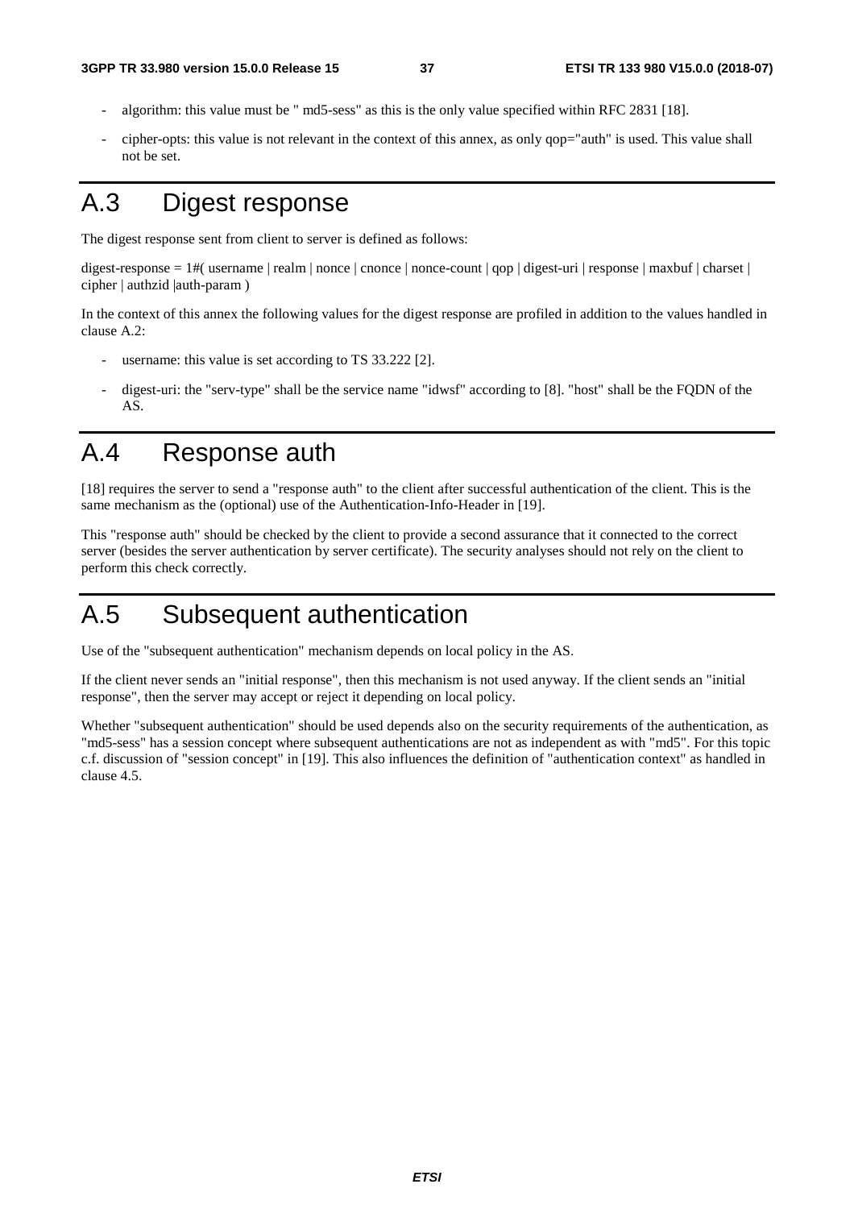- algorithm: this value must be " md5-sess" as this is the only value specified within RFC 2831 [18].

- cipher-opts: this value is not relevant in the context of this annex, as only qop="auth" is used. This value shall not be set.

# A.3 Digest response

The digest response sent from client to server is defined as follows:

digest-response = 1#( username | realm | nonce | cnonce | nonce-count | qop | digest-uri | response | maxbuf | charset | cipher | authzid |auth-param )

In the context of this annex the following values for the digest response are profiled in addition to the values handled in clause A.2:

- username: this value is set according to TS 33.222 [2].

- digest-uri: the "serv-type" shall be the service name "idwsf" according to [8]. "host" shall be the FQDN of the AS.

# A.4 Response auth

[18] requires the server to send a "response auth" to the client after successful authentication of the client. This is the same mechanism as the (optional) use of the Authentication-Info-Header in [19].

This "response auth" should be checked by the client to provide a second assurance that it connected to the correct server (besides the server authentication by server certificate). The security analyses should not rely on the client to perform this check correctly.

# A.5 Subsequent authentication

Use of the "subsequent authentication" mechanism depends on local policy in the AS.

If the client never sends an "initial response", then this mechanism is not used anyway. If the client sends an "initial response", then the server may accept or reject it depending on local policy.

Whether "subsequent authentication" should be used depends also on the security requirements of the authentication, as "md5-sess" has a session concept where subsequent authentications are not as independent as with "md5". For this topic c.f. discussion of "session concept" in [19]. This also influences the definition of "authentication context" as handled in clause 4.5.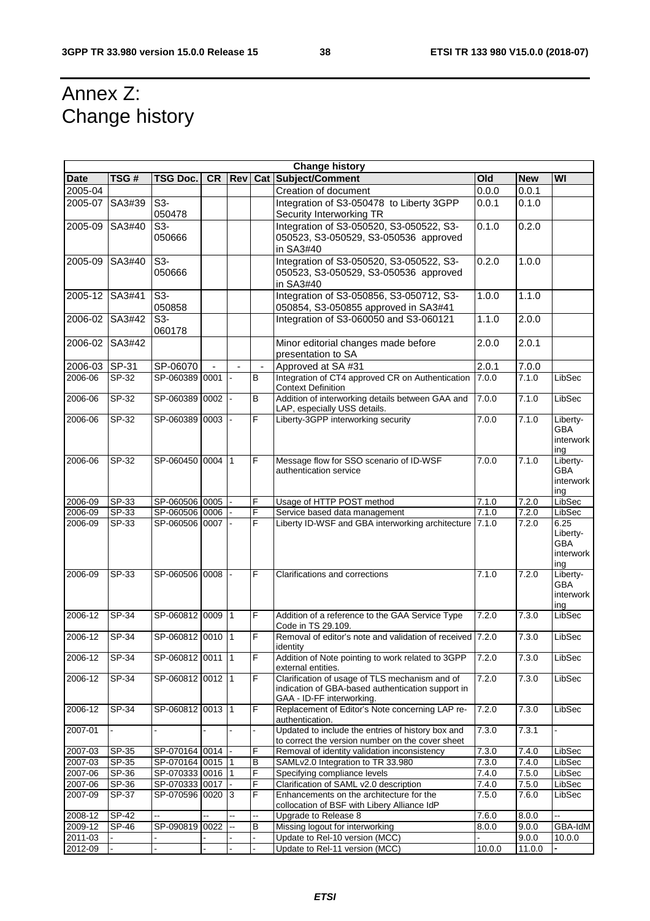# Annex Z: Change history

| Change history | | | | | | | | | |
|---|---|---|---|---|---|---|---|---|---|
| **Date** | **TSG #** | **TSG Doc.** | **CR** | **Rev** | **Cat** | **Subject/Comment** | **Old** | **New** | **WI** |
| 2005-04 | | | | | | Creation of document | 0.0.0 | 0.0.1 | |
| 2005-07 | SA3#39 | S3-050478 | | | | Integration of S3-050478 to Liberty 3GPP Security Interworking TR | 0.0.1 | 0.1.0 | |
| 2005-09 | SA3#40 | S3-050666 | | | | Integration of S3-050520, S3-050522, S3-050523, S3-050529, S3-050536 approved in SA3#40 | 0.1.0 | 0.2.0 | |
| 2005-09 | SA3#40 | S3-050666 | | | | Integration of S3-050520, S3-050522, S3-050523, S3-050529, S3-050536 approved in SA3#40 | 0.2.0 | 1.0.0 | |
| 2005-12 | SA3#41 | S3-050858 | | | | Integration of S3-050856, S3-050712, S3-050854, S3-050855 approved in SA3#41 | 1.0.0 | 1.1.0 | |
| 2006-02 | SA3#42 | S3-060178 | | | | Integration of S3-060050 and S3-060121 | 1.1.0 | 2.0.0 | |
| 2006-02 | SA3#42 | | | | | Minor editorial changes made before presentation to SA | 2.0.0 | 2.0.1 | |
| 2006-03 | SP-31 | SP-06070 | - | - | - | Approved at SA #31 | 2.0.1 | 7.0.0 | |
| 2006-06 | SP-32 | SP-060389 | 0001 | - | B | Integration of CT4 approved CR on Authentication Context Definition | 7.0.0 | 7.1.0 | LibSec |
| 2006-06 | SP-32 | SP-060389 | 0002 | - | B | Addition of interworking details between GAA and LAP, especially USS details. | 7.0.0 | 7.1.0 | LibSec |
| 2006-06 | SP-32 | SP-060389 | 0003 | - | F | Liberty-3GPP interworking security | 7.0.0 | 7.1.0 | Liberty-GBA interworking |
| 2006-06 | SP-32 | SP-060450 | 0004 | 1 | F | Message flow for SSO scenario of ID-WSF authentication service | 7.0.0 | 7.1.0 | Liberty-GBA interworking |
| 2006-09 | SP-33 | SP-060506 | 0005 | - | F | Usage of HTTP POST method | 7.1.0 | 7.2.0 | LibSec |
| 2006-09 | SP-33 | SP-060506 | 0006 | - | F | Service based data management | 7.1.0 | 7.2.0 | LibSec |
| 2006-09 | SP-33 | SP-060506 | 0007 | - | F | Liberty ID-WSF and GBA interworking architecture | 7.1.0 | 7.2.0 | 6.25 Liberty-GBA interworking |
| 2006-09 | SP-33 | SP-060506 | 0008 | - | F | Clarifications and corrections | 7.1.0 | 7.2.0 | Liberty-GBA interworking |
| 2006-12 | SP-34 | SP-060812 | 0009 | 1 | F | Addition of a reference to the GAA Service Type Code in TS 29.109. | 7.2.0 | 7.3.0 | LibSec |
| 2006-12 | SP-34 | SP-060812 | 0010 | 1 | F | Removal of editor's note and validation of received identity | 7.2.0 | 7.3.0 | LibSec |
| 2006-12 | SP-34 | SP-060812 | 0011 | 1 | F | Addition of Note pointing to work related to 3GPP external entities. | 7.2.0 | 7.3.0 | LibSec |
| 2006-12 | SP-34 | SP-060812 | 0012 | 1 | F | Clarification of usage of TLS mechanism and of indication of GBA-based authentication support in GAA - ID-FF interworking. | 7.2.0 | 7.3.0 | LibSec |
| 2006-12 | SP-34 | SP-060812 | 0013 | 1 | F | Replacement of Editor's Note concerning LAP re-authentication. | 7.2.0 | 7.3.0 | LibSec |
| 2007-01 | - | - | - | - | - | Updated to include the entries of history box and to correct the version number on the cover sheet | 7.3.0 | 7.3.1 | - |
| 2007-03 | SP-35 | SP-070164 | 0014 | - | F | Removal of identity validation inconsistency | 7.3.0 | 7.4.0 | LibSec |
| 2007-03 | SP-35 | SP-070164 | 0015 | 1 | B | SAMLv2.0 Integration to TR 33.980 | 7.3.0 | 7.4.0 | LibSec |
| 2007-06 | SP-36 | SP-070333 | 0016 | 1 | F | Specifying compliance levels | 7.4.0 | 7.5.0 | LibSec |
| 2007-06 | SP-36 | SP-070333 | 0017 | - | F | Clarification of SAML v2.0 description | 7.4.0 | 7.5.0 | LibSec |
| 2007-09 | SP-37 | SP-070596 | 0020 | 3 | F | Enhancements on the architecture for the collocation of BSF with Libery Alliance IdP | 7.5.0 | 7.6.0 | LibSec |
| 2008-12 | SP-42 | -- | -- | -- | -- | Upgrade to Release 8 | 7.6.0 | 8.0.0 | -- |
| 2009-12 | SP-46 | SP-090819 | 0022 | -- | B | Missing logout for interworking | 8.0.0 | 9.0.0 | GBA-IdM |
| 2011-03 | - | - | - | - | - | Update to Rel-10 version (MCC) | - | 9.0.0 | 10.0.0 |
| 2012-09 | - | - | - | - | - | Update to Rel-11 version (MCC) | 10.0.0 | 11.0.0 | - |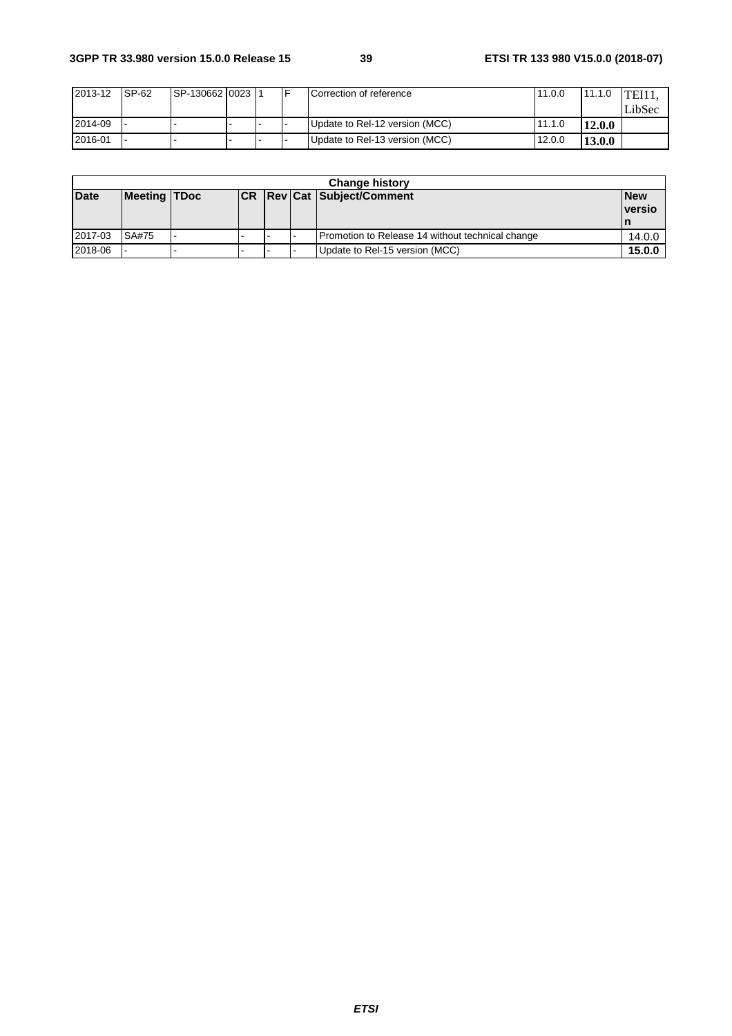| | | | | | | | | | |
|---|---|---|---|---|---|---|---|---|---|
| 2013-12 | SP-62 | SP-130662 | 0023 | 1 | F | Correction of reference | 11.0.0 | 11.1.0 | TEI11, LibSec |
| 2014-09 | - | - | - | - | - | Update to Rel-12 version (MCC) | 11.1.0 | **12.0.0** | |
| 2016-01 | - | - | - | - | - | Update to Rel-13 version (MCC) | 12.0.0 | **13.0.0** | |

| **Change history** | | | | | | | |
|---|---|---|---|---|---|---|---|
| **Date** | **Meeting** | **TDoc** | **CR** | **Rev** | **Cat** | **Subject/Comment** | **New version** |
| 2017-03 | SA#75 | - | - | - | - | Promotion to Release 14 without technical change | 14.0.0 |
| 2018-06 | - | - | - | - | - | Update to Rel-15 version (MCC) | **15.0.0** |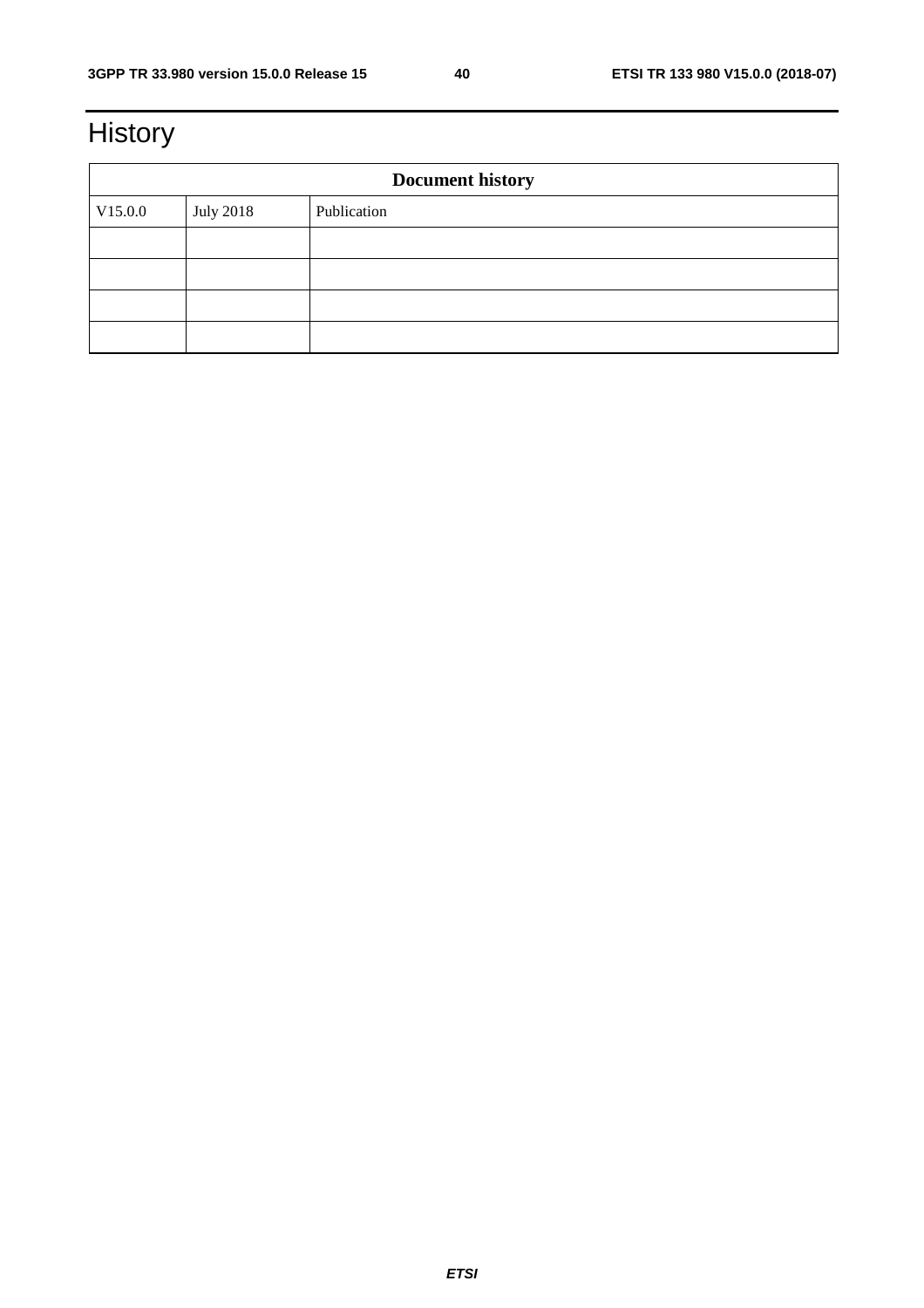# History

| Document history | | |
|---|---|---|
| V15.0.0 | July 2018 | Publication |
| | | |
| | | |
| | | |
| | | |